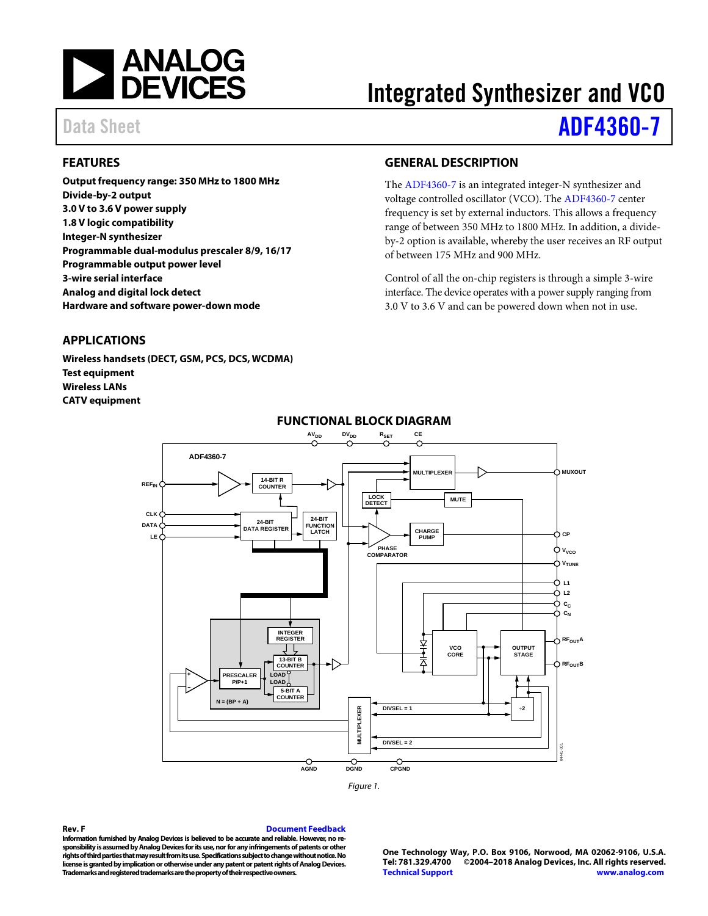# Integrated Synthesizer and VCO

Data Sheet **ADF4360-7**

## FEATURES

**Output frequency range: 350 MHz to 1800 MHz**
**Divide-by-2 output**
**3.0 V to 3.6 V power supply**
**1.8 V logic compatibility**
**Integer-N synthesizer**
**Programmable dual-modulus prescaler 8/9, 16/17**
**Programmable output power level**
**3-wire serial interface**
**Analog and digital lock detect**
**Hardware and software power-down mode**

## APPLICATIONS

**Wireless handsets (DECT, GSM, PCS, DCS, WCDMA)**
**Test equipment**
**Wireless LANs**
**CATV equipment**

## GENERAL DESCRIPTION

The ADF4360-7 is an integrated integer-N synthesizer and voltage controlled oscillator (VCO). The ADF4360-7 center frequency is set by external inductors. This allows a frequency range of between 350 MHz to 1800 MHz. In addition, a divide-by-2 option is available, whereby the user receives an RF output of between 175 MHz and 900 MHz.

Control of all the on-chip registers is through a simple 3-wire interface. The device operates with a power supply ranging from 3.0 V to 3.6 V and can be powered down when not in use.

## FUNCTIONAL BLOCK DIAGRAM

*Figure 1.*

**Rev. F** Document Feedback

**Information furnished by Analog Devices is believed to be accurate and reliable. However, no responsibility is assumed by Analog Devices for its use, nor for any infringements of patents or other rights of third parties that may result from its use. Specifications subject to change without notice. No license is granted by implication or otherwise under any patent or patent rights of Analog Devices. Trademarks and registered trademarks are the property of their respective owners.**

**One Technology Way, P.O. Box 9106, Norwood, MA 02062-9106, U.S.A.**
**Tel: 781.329.4700 ©2004–2018 Analog Devices, Inc. All rights reserved.**
**Technical Support www.analog.com**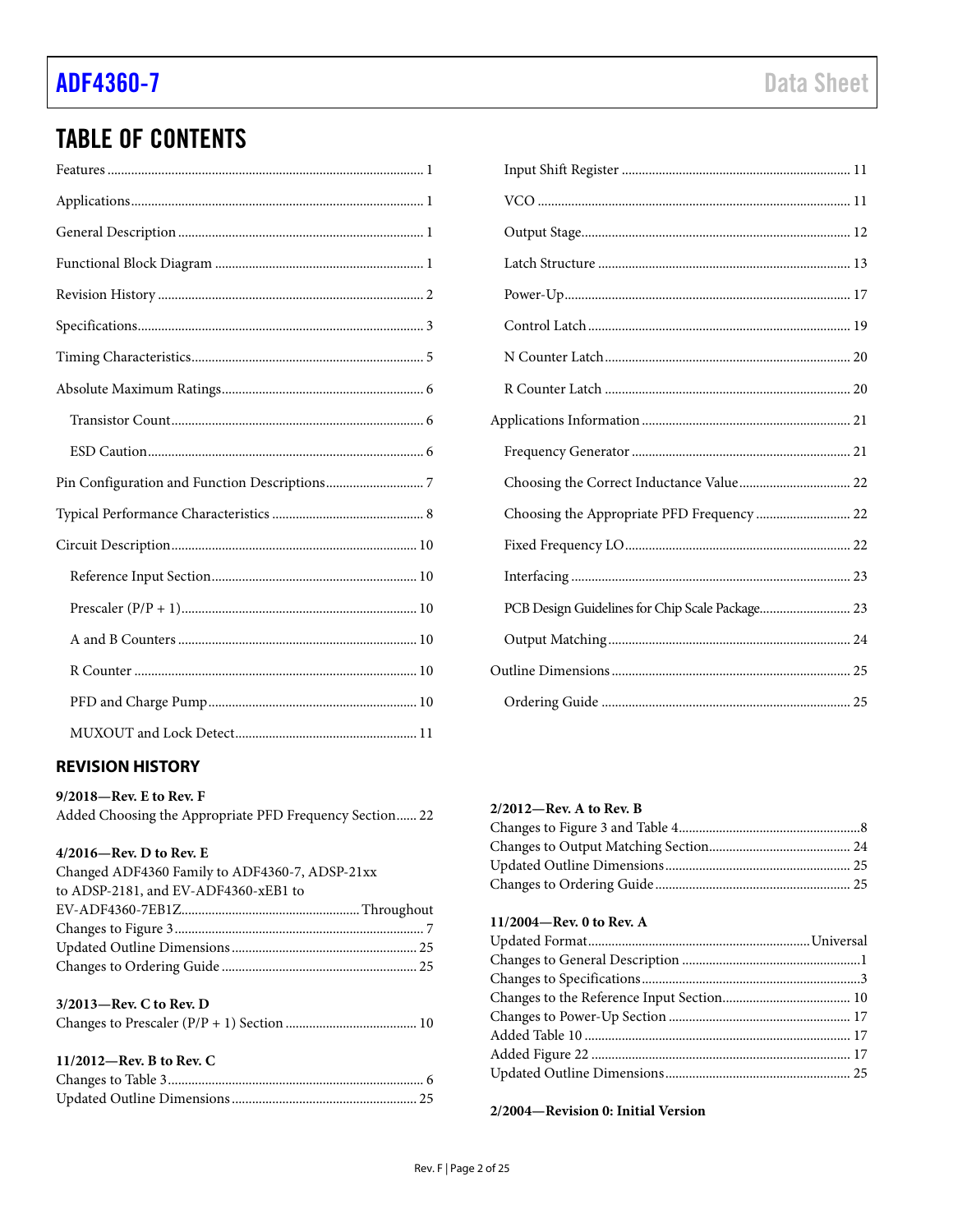## TABLE OF CONTENTS

Features ... 1
Applications ... 1
General Description ... 1
Functional Block Diagram ... 1
Revision History ... 2
Specifications ... 3
Timing Characteristics ... 5
Absolute Maximum Ratings ... 6
  Transistor Count ... 6
  ESD Caution ... 6
Pin Configuration and Function Descriptions ... 7
Typical Performance Characteristics ... 8
Circuit Description ... 10
  Reference Input Section ... 10
  Prescaler (P/P + 1) ... 10
  A and B Counters ... 10
  R Counter ... 10
  PFD and Charge Pump ... 10
  MUXOUT and Lock Detect ... 11
  Input Shift Register ... 11
  VCO ... 11
  Output Stage ... 12
  Latch Structure ... 13
  Power-Up ... 17
  Control Latch ... 19
  N Counter Latch ... 20
  R Counter Latch ... 20
Applications Information ... 21
  Frequency Generator ... 21
  Choosing the Correct Inductance Value ... 22
  Choosing the Appropriate PFD Frequency ... 22
  Fixed Frequency LO ... 22
  Interfacing ... 23
  PCB Design Guidelines for Chip Scale Package ... 23
  Output Matching ... 24
Outline Dimensions ... 25
  Ordering Guide ... 25

### REVISION HISTORY

**9/2018—Rev. E to Rev. F**
Added Choosing the Appropriate PFD Frequency Section ... 22

**4/2016—Rev. D to Rev. E**
Changed ADF4360 Family to ADF4360-7, ADSP-21xx to ADSP-2181, and EV-ADF4360-xEB1 to EV-ADF4360-7EB1Z ... Throughout
Changes to Figure 3 ... 7
Updated Outline Dimensions ... 25
Changes to Ordering Guide ... 25

**3/2013—Rev. C to Rev. D**
Changes to Prescaler (P/P + 1) Section ... 10

**11/2012—Rev. B to Rev. C**
Changes to Table 3 ... 6
Updated Outline Dimensions ... 25

**2/2012—Rev. A to Rev. B**
Changes to Figure 3 and Table 4 ... 8
Changes to Output Matching Section ... 24
Updated Outline Dimensions ... 25
Changes to Ordering Guide ... 25

**11/2004—Rev. 0 to Rev. A**
Updated Format ... Universal
Changes to General Description ... 1
Changes to Specifications ... 3
Changes to the Reference Input Section ... 10
Changes to Power-Up Section ... 17
Added Table 10 ... 17
Added Figure 22 ... 17
Updated Outline Dimensions ... 25

**2/2004—Revision 0: Initial Version**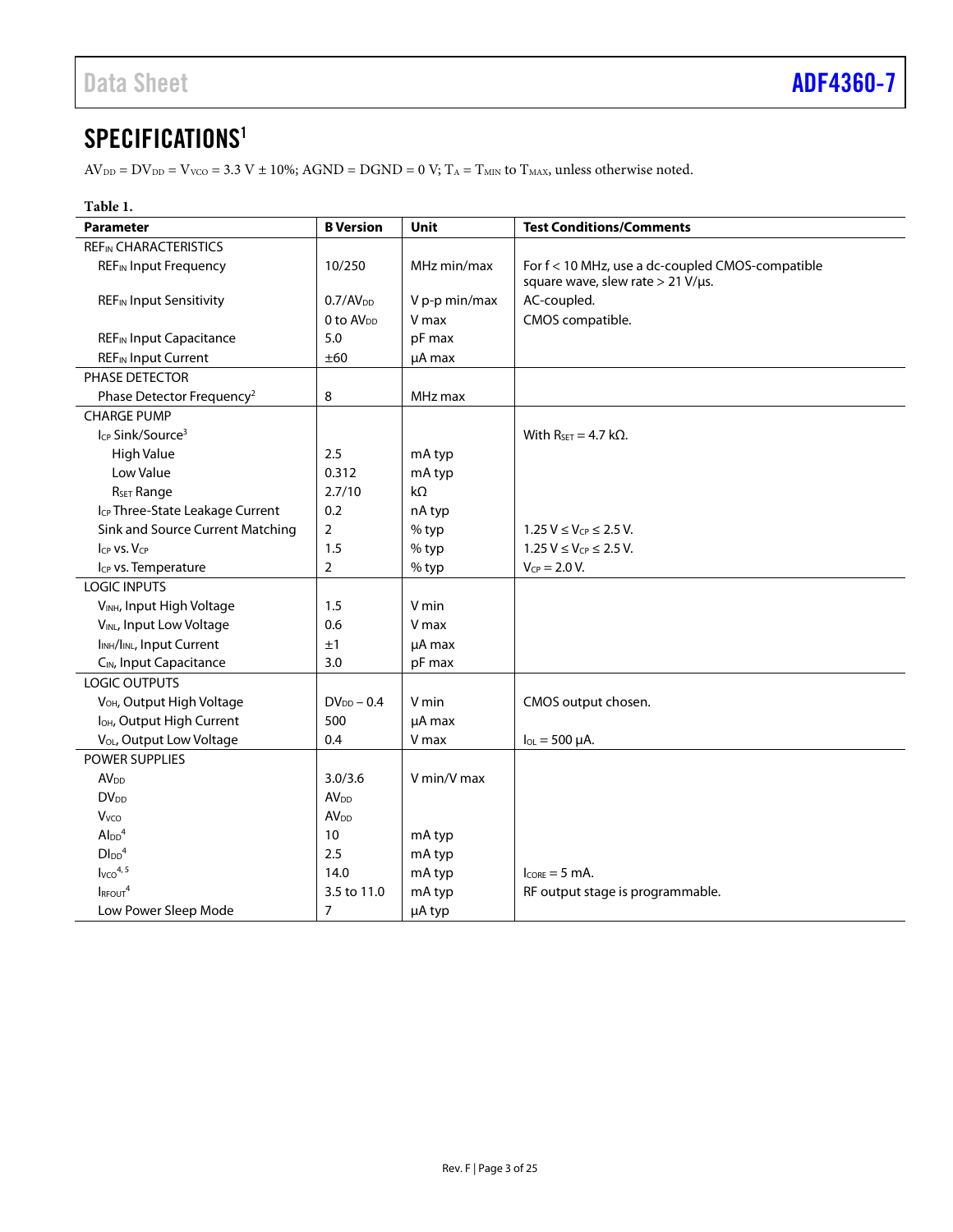# SPECIFICATIONS[1]

$AV_{DD} = DV_{DD} = V_{VCO} = 3.3\ V \pm 10\%$; AGND = DGND = 0 V; $T_A = T_{MIN}$ to $T_{MAX}$, unless otherwise noted.

**Table 1.**

| Parameter | B Version | Unit | Test Conditions/Comments |
|---|---|---|---|
| $REF_{IN}$ CHARACTERISTICS | | | |
| $REF_{IN}$ Input Frequency | 10/250 | MHz min/max | For f < 10 MHz, use a dc-coupled CMOS-compatible square wave, slew rate > 21 V/µs. |
| $REF_{IN}$ Input Sensitivity | 0.7/$AV_{DD}$ | V p-p min/max | AC-coupled. |
| | 0 to $AV_{DD}$ | V max | CMOS compatible. |
| $REF_{IN}$ Input Capacitance | 5.0 | pF max | |
| $REF_{IN}$ Input Current | ±60 | µA max | |
| PHASE DETECTOR | | | |
| Phase Detector Frequency[2] | 8 | MHz max | |
| CHARGE PUMP | | | |
| $I_{CP}$ Sink/Source[3] | | | With $R_{SET}$ = 4.7 kΩ. |
| High Value | 2.5 | mA typ | |
| Low Value | 0.312 | mA typ | |
| $R_{SET}$ Range | 2.7/10 | kΩ | |
| $I_{CP}$ Three-State Leakage Current | 0.2 | nA typ | |
| Sink and Source Current Matching | 2 | % typ | 1.25 V ≤ $V_{CP}$ ≤ 2.5 V. |
| $I_{CP}$ vs. $V_{CP}$ | 1.5 | % typ | 1.25 V ≤ $V_{CP}$ ≤ 2.5 V. |
| $I_{CP}$ vs. Temperature | 2 | % typ | $V_{CP}$ = 2.0 V. |
| LOGIC INPUTS | | | |
| $V_{INH}$, Input High Voltage | 1.5 | V min | |
| $V_{INL}$, Input Low Voltage | 0.6 | V max | |
| $I_{INH}$/$I_{INL}$, Input Current | ±1 | µA max | |
| $C_{IN}$, Input Capacitance | 3.0 | pF max | |
| LOGIC OUTPUTS | | | |
| $V_{OH}$, Output High Voltage | $DV_{DD}$ − 0.4 | V min | CMOS output chosen. |
| $I_{OH}$, Output High Current | 500 | µA max | |
| $V_{OL}$, Output Low Voltage | 0.4 | V max | $I_{OL}$ = 500 µA. |
| POWER SUPPLIES | | | |
| $AV_{DD}$ | 3.0/3.6 | V min/V max | |
| $DV_{DD}$ | $AV_{DD}$ | | |
| $V_{VCO}$ | $AV_{DD}$ | | |
| $AI_{DD}$[4] | 10 | mA typ | |
| $DI_{DD}$[4] | 2.5 | mA typ | |
| $I_{VCO}$[4,5] | 14.0 | mA typ | $I_{CORE}$ = 5 mA. |
| $I_{RFOUT}$[4] | 3.5 to 11.0 | mA typ | RF output stage is programmable. |
| Low Power Sleep Mode | 7 | µA typ | |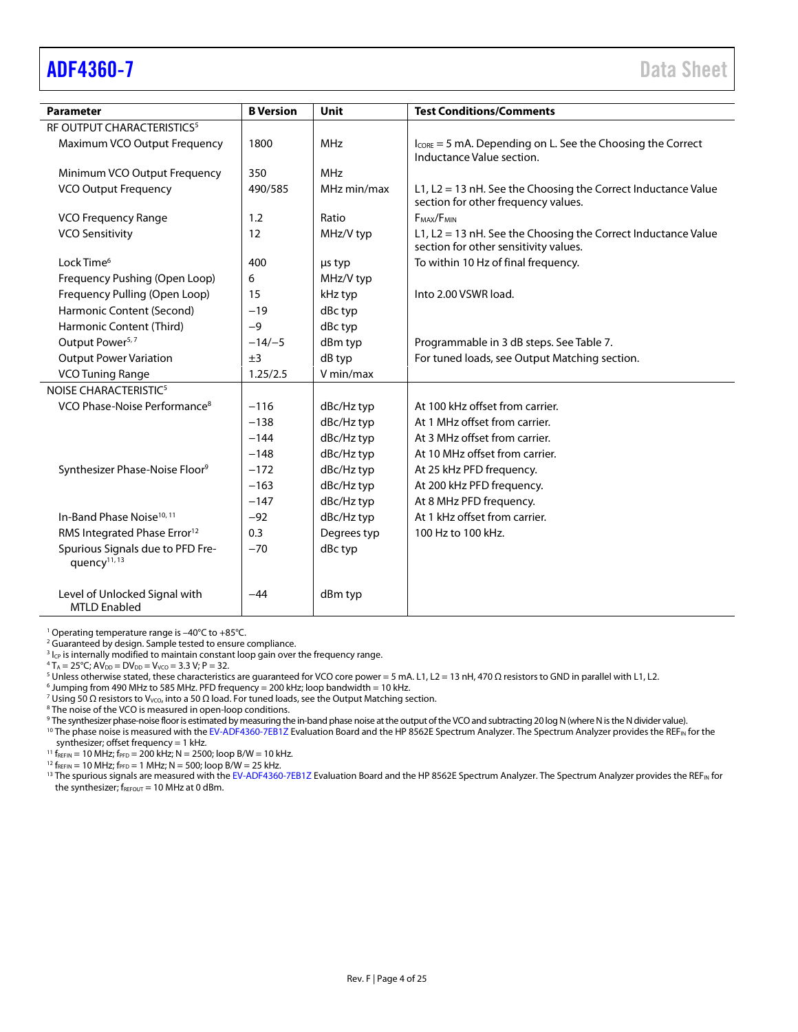| Parameter | B Version | Unit | Test Conditions/Comments |
|---|---|---|---|
| RF OUTPUT CHARACTERISTICS[5] | | | |
| Maximum VCO Output Frequency | 1800 | MHz | $I_{CORE}$ = 5 mA. Depending on L. See the Choosing the Correct Inductance Value section. |
| Minimum VCO Output Frequency | 350 | MHz | |
| VCO Output Frequency | 490/585 | MHz min/max | L1, L2 = 13 nH. See the Choosing the Correct Inductance Value section for other frequency values. |
| VCO Frequency Range | 1.2 | Ratio | $F_{MAX}/F_{MIN}$ |
| VCO Sensitivity | 12 | MHz/V typ | L1, L2 = 13 nH. See the Choosing the Correct Inductance Value section for other sensitivity values. |
| Lock Time[6] | 400 | μs typ | To within 10 Hz of final frequency. |
| Frequency Pushing (Open Loop) | 6 | MHz/V typ | |
| Frequency Pulling (Open Loop) | 15 | kHz typ | Into 2.00 VSWR load. |
| Harmonic Content (Second) | −19 | dBc typ | |
| Harmonic Content (Third) | −9 | dBc typ | |
| Output Power[5,7] | −14/−5 | dBm typ | Programmable in 3 dB steps. See Table 7. |
| Output Power Variation | ±3 | dB typ | For tuned loads, see Output Matching section. |
| VCO Tuning Range | 1.25/2.5 | V min/max | |
| NOISE CHARACTERISTIC[5] | | | |
| VCO Phase-Noise Performance[8] | −116 | dBc/Hz typ | At 100 kHz offset from carrier. |
| | −138 | dBc/Hz typ | At 1 MHz offset from carrier. |
| | −144 | dBc/Hz typ | At 3 MHz offset from carrier. |
| | −148 | dBc/Hz typ | At 10 MHz offset from carrier. |
| Synthesizer Phase-Noise Floor[9] | −172 | dBc/Hz typ | At 25 kHz PFD frequency. |
| | −163 | dBc/Hz typ | At 200 kHz PFD frequency. |
| | −147 | dBc/Hz typ | At 8 MHz PFD frequency. |
| In-Band Phase Noise[10,11] | −92 | dBc/Hz typ | At 1 kHz offset from carrier. |
| RMS Integrated Phase Error[12] | 0.3 | Degrees typ | 100 Hz to 100 kHz. |
| Spurious Signals due to PFD Frequency[11,13] | −70 | dBc typ | |
| Level of Unlocked Signal with MTLD Enabled | −44 | dBm typ | |

[1] Operating temperature range is –40°C to +85°C.
[2] Guaranteed by design. Sample tested to ensure compliance.
[3] $I_{CP}$ is internally modified to maintain constant loop gain over the frequency range.
[4] $T_A$ = 25°C; $AV_{DD}$ = $DV_{DD}$ = $V_{VCO}$ = 3.3 V; P = 32.
[5] Unless otherwise stated, these characteristics are guaranteed for VCO core power = 5 mA. L1, L2 = 13 nH, 470 Ω resistors to GND in parallel with L1, L2.
[6] Jumping from 490 MHz to 585 MHz. PFD frequency = 200 kHz; loop bandwidth = 10 kHz.
[7] Using 50 Ω resistors to $V_{VCO}$, into a 50 Ω load. For tuned loads, see the Output Matching section.
[8] The noise of the VCO is measured in open-loop conditions.
[9] The synthesizer phase-noise floor is estimated by measuring the in-band phase noise at the output of the VCO and subtracting 20 log N (where N is the N divider value).
[10] The phase noise is measured with the EV-ADF4360-7EB1Z Evaluation Board and the HP 8562E Spectrum Analyzer. The Spectrum Analyzer provides the $REF_{IN}$ for the synthesizer; offset frequency = 1 kHz.
[11] $f_{REFIN}$ = 10 MHz; $f_{PFD}$ = 200 kHz; N = 2500; loop B/W = 10 kHz.
[12] $f_{REFIN}$ = 10 MHz; $f_{PFD}$ = 1 MHz; N = 500; loop B/W = 25 kHz.
[13] The spurious signals are measured with the EV-ADF4360-7EB1Z Evaluation Board and the HP 8562E Spectrum Analyzer. The Spectrum Analyzer provides the $REF_{IN}$ for the synthesizer; $f_{REFOUT}$ = 10 MHz at 0 dBm.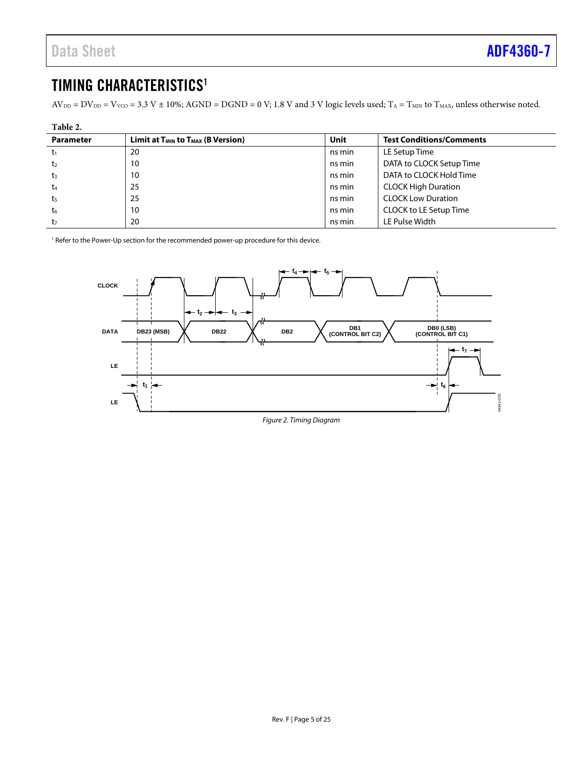# TIMING CHARACTERISTICS[1]

$AV_{DD} = DV_{DD} = V_{VCO} = 3.3\ V \pm 10\%$; AGND = DGND = 0 V; 1.8 V and 3 V logic levels used; $T_A = T_{MIN}$ to $T_{MAX}$, unless otherwise noted.

**Table 2.**

| Parameter | Limit at $T_{MIN}$ to $T_{MAX}$ (B Version) | Unit | Test Conditions/Comments |
|---|---|---|---|
| $t_1$ | 20 | ns min | LE Setup Time |
| $t_2$ | 10 | ns min | DATA to CLOCK Setup Time |
| $t_3$ | 10 | ns min | DATA to CLOCK Hold Time |
| $t_4$ | 25 | ns min | CLOCK High Duration |
| $t_5$ | 25 | ns min | CLOCK Low Duration |
| $t_6$ | 10 | ns min | CLOCK to LE Setup Time |
| $t_7$ | 20 | ns min | LE Pulse Width |

[1] Refer to the Power-Up section for the recommended power-up procedure for this device.

*Figure 2. Timing Diagram*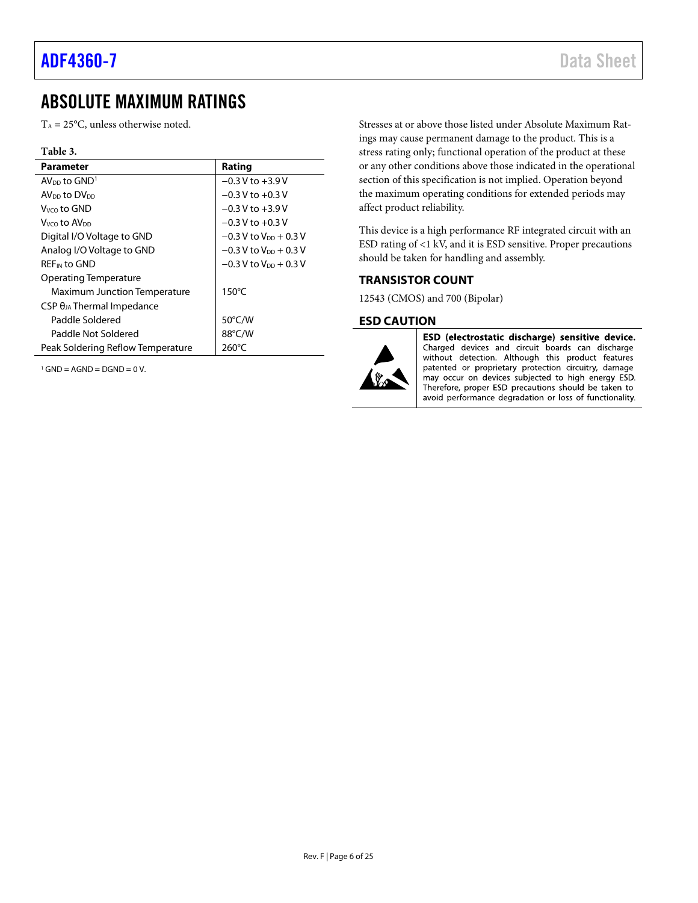# ABSOLUTE MAXIMUM RATINGS

$T_A$ = 25°C, unless otherwise noted.

**Table 3.**

| Parameter | Rating |
|---|---|
| $AV_{DD}$ to GND[1] | −0.3 V to +3.9 V |
| $AV_{DD}$ to $DV_{DD}$ | −0.3 V to +0.3 V |
| $V_{VCO}$ to GND | −0.3 V to +3.9 V |
| $V_{VCO}$ to $AV_{DD}$ | −0.3 V to +0.3 V |
| Digital I/O Voltage to GND | −0.3 V to $V_{DD}$ + 0.3 V |
| Analog I/O Voltage to GND | −0.3 V to $V_{DD}$ + 0.3 V |
| $REF_{IN}$ to GND | −0.3 V to $V_{DD}$ + 0.3 V |
| Operating Temperature | |
| Maximum Junction Temperature | 150°C |
| CSP $\theta_{JA}$ Thermal Impedance | |
| Paddle Soldered | 50°C/W |
| Paddle Not Soldered | 88°C/W |
| Peak Soldering Reflow Temperature | 260°C |

[1] GND = AGND = DGND = 0 V.

Stresses at or above those listed under Absolute Maximum Ratings may cause permanent damage to the product. This is a stress rating only; functional operation of the product at these or any other conditions above those indicated in the operational section of this specification is not implied. Operation beyond the maximum operating conditions for extended periods may affect product reliability.

This device is a high performance RF integrated circuit with an ESD rating of <1 kV, and it is ESD sensitive. Proper precautions should be taken for handling and assembly.

## TRANSISTOR COUNT

12543 (CMOS) and 700 (Bipolar)

## ESD CAUTION

**ESD (electrostatic discharge) sensitive device.** Charged devices and circuit boards can discharge without detection. Although this product features patented or proprietary protection circuitry, damage may occur on devices subjected to high energy ESD. Therefore, proper ESD precautions should be taken to avoid performance degradation or loss of functionality.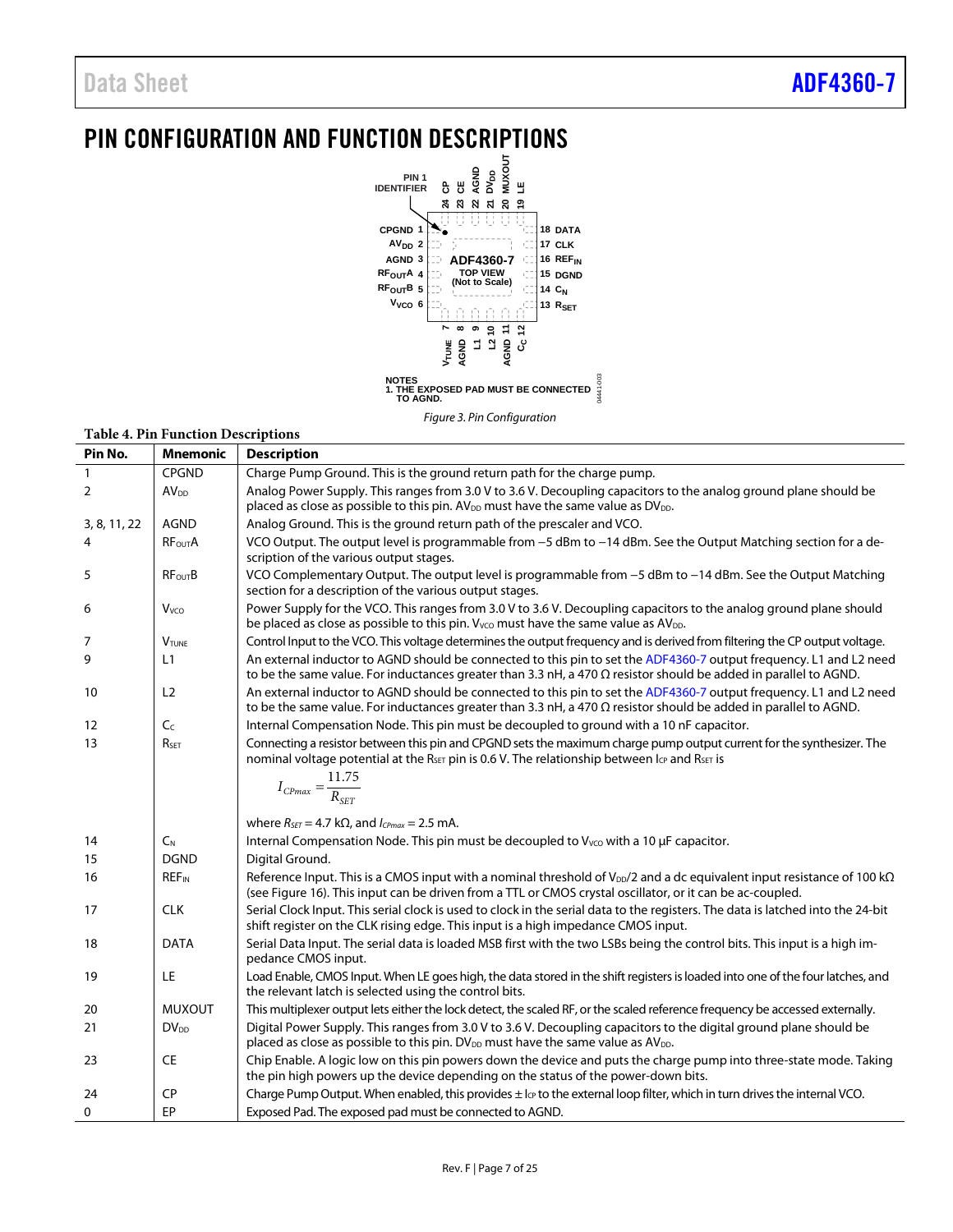# PIN CONFIGURATION AND FUNCTION DESCRIPTIONS

NOTES
1. THE EXPOSED PAD MUST BE CONNECTED TO AGND.

*Figure 3. Pin Configuration*

**Table 4. Pin Function Descriptions**

| Pin No. | Mnemonic | Description |
|---|---|---|
| 1 | CPGND | Charge Pump Ground. This is the ground return path for the charge pump. |
| 2 | $AV_{DD}$ | Analog Power Supply. This ranges from 3.0 V to 3.6 V. Decoupling capacitors to the analog ground plane should be placed as close as possible to this pin. $AV_{DD}$ must have the same value as $DV_{DD}$. |
| 3, 8, 11, 22 | AGND | Analog Ground. This is the ground return path of the prescaler and VCO. |
| 4 | $RF_{OUT}A$ | VCO Output. The output level is programmable from −5 dBm to −14 dBm. See the Output Matching section for a description of the various output stages. |
| 5 | $RF_{OUT}B$ | VCO Complementary Output. The output level is programmable from −5 dBm to −14 dBm. See the Output Matching section for a description of the various output stages. |
| 6 | $V_{VCO}$ | Power Supply for the VCO. This ranges from 3.0 V to 3.6 V. Decoupling capacitors to the analog ground plane should be placed as close as possible to this pin. $V_{VCO}$ must have the same value as $AV_{DD}$. |
| 7 | $V_{TUNE}$ | Control Input to the VCO. This voltage determines the output frequency and is derived from filtering the CP output voltage. |
| 9 | L1 | An external inductor to AGND should be connected to this pin to set the ADF4360-7 output frequency. L1 and L2 need to be the same value. For inductances greater than 3.3 nH, a 470 Ω resistor should be added in parallel to AGND. |
| 10 | L2 | An external inductor to AGND should be connected to this pin to set the ADF4360-7 output frequency. L1 and L2 need to be the same value. For inductances greater than 3.3 nH, a 470 Ω resistor should be added in parallel to AGND. |
| 12 | $C_C$ | Internal Compensation Node. This pin must be decoupled to ground with a 10 nF capacitor. |
| 13 | $R_{SET}$ | Connecting a resistor between this pin and CPGND sets the maximum charge pump output current for the synthesizer. The nominal voltage potential at the $R_{SET}$ pin is 0.6 V. The relationship between $I_{CP}$ and $R_{SET}$ is $I_{CPmax} = \frac{11.75}{R_{SET}}$ where $R_{SET}$ = 4.7 kΩ, and $I_{CPmax}$ = 2.5 mA. |
| 14 | $C_N$ | Internal Compensation Node. This pin must be decoupled to $V_{VCO}$ with a 10 µF capacitor. |
| 15 | DGND | Digital Ground. |
| 16 | $REF_{IN}$ | Reference Input. This is a CMOS input with a nominal threshold of $V_{DD}/2$ and a dc equivalent input resistance of 100 kΩ (see Figure 16). This input can be driven from a TTL or CMOS crystal oscillator, or it can be ac-coupled. |
| 17 | CLK | Serial Clock Input. This serial clock is used to clock in the serial data to the registers. The data is latched into the 24-bit shift register on the CLK rising edge. This input is a high impedance CMOS input. |
| 18 | DATA | Serial Data Input. The serial data is loaded MSB first with the two LSBs being the control bits. This input is a high impedance CMOS input. |
| 19 | LE | Load Enable, CMOS Input. When LE goes high, the data stored in the shift registers is loaded into one of the four latches, and the relevant latch is selected using the control bits. |
| 20 | MUXOUT | This multiplexer output lets either the lock detect, the scaled RF, or the scaled reference frequency be accessed externally. |
| 21 | $DV_{DD}$ | Digital Power Supply. This ranges from 3.0 V to 3.6 V. Decoupling capacitors to the digital ground plane should be placed as close as possible to this pin. $DV_{DD}$ must have the same value as $AV_{DD}$. |
| 23 | CE | Chip Enable. A logic low on this pin powers down the device and puts the charge pump into three-state mode. Taking the pin high powers up the device depending on the status of the power-down bits. |
| 24 | CP | Charge Pump Output. When enabled, this provides ± $I_{CP}$ to the external loop filter, which in turn drives the internal VCO. |
| 0 | EP | Exposed Pad. The exposed pad must be connected to AGND. |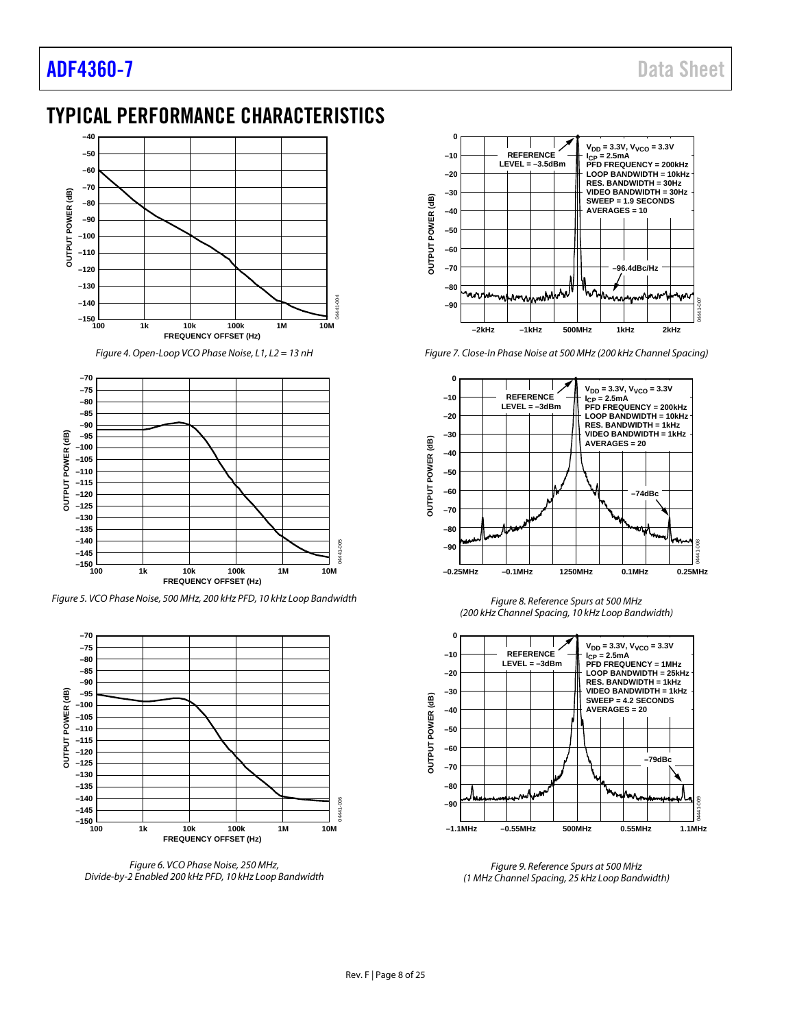## TYPICAL PERFORMANCE CHARACTERISTICS

Figure 4. Open-Loop VCO Phase Noise, L1, L2 = 13 nH

Figure 5. VCO Phase Noise, 500 MHz, 200 kHz PFD, 10 kHz Loop Bandwidth

Figure 6. VCO Phase Noise, 250 MHz, Divide-by-2 Enabled 200 kHz PFD, 10 kHz Loop Bandwidth

Figure 7. Close-In Phase Noise at 500 MHz (200 kHz Channel Spacing)

Figure 8. Reference Spurs at 500 MHz (200 kHz Channel Spacing, 10 kHz Loop Bandwidth)

Figure 9. Reference Spurs at 500 MHz (1 MHz Channel Spacing, 25 kHz Loop Bandwidth)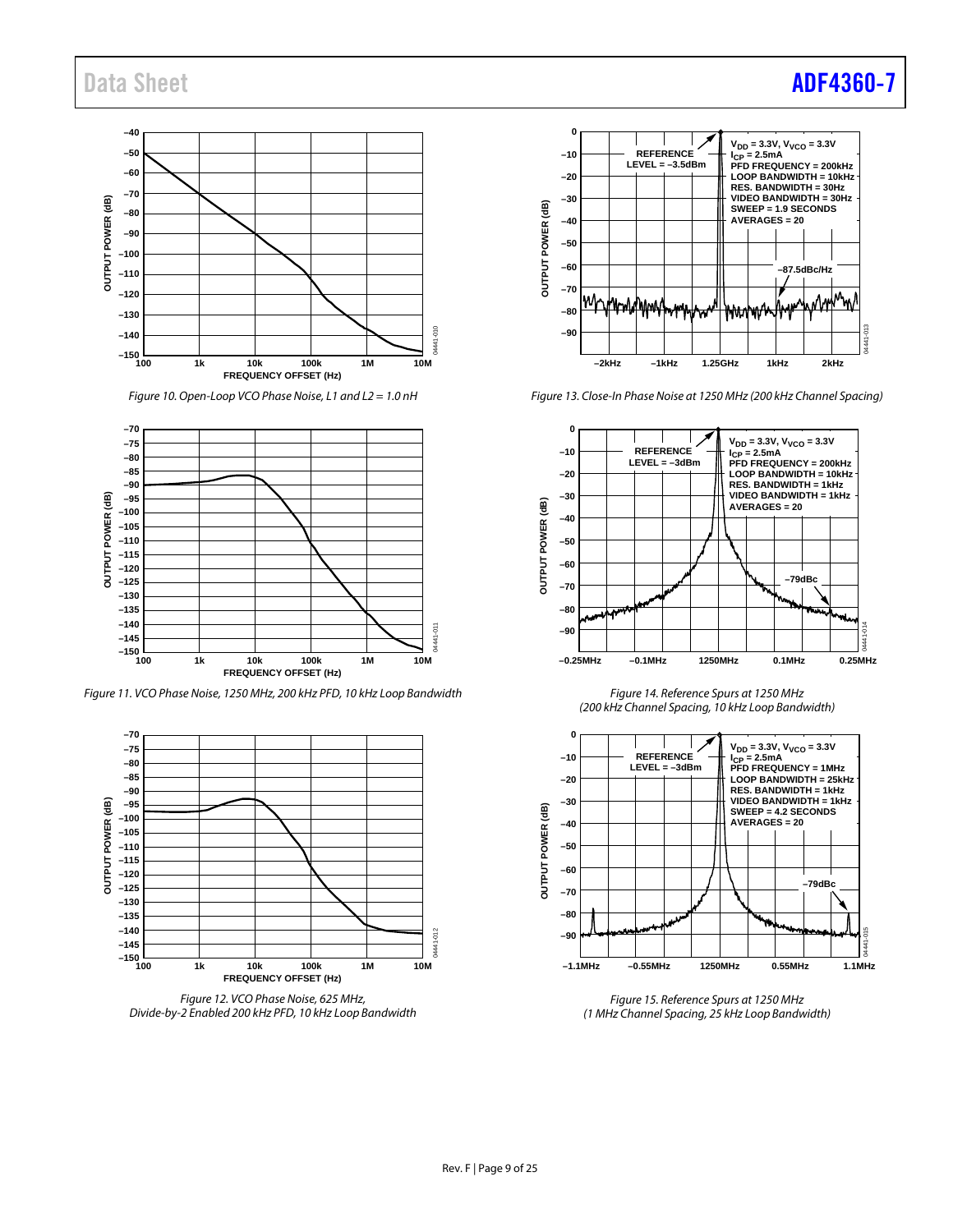Figure 10. Open-Loop VCO Phase Noise, L1 and L2 = 1.0 nH

Figure 11. VCO Phase Noise, 1250 MHz, 200 kHz PFD, 10 kHz Loop Bandwidth

Figure 12. VCO Phase Noise, 625 MHz, Divide-by-2 Enabled 200 kHz PFD, 10 kHz Loop Bandwidth

Figure 13. Close-In Phase Noise at 1250 MHz (200 kHz Channel Spacing)

Figure 14. Reference Spurs at 1250 MHz (200 kHz Channel Spacing, 10 kHz Loop Bandwidth)

Figure 15. Reference Spurs at 1250 MHz (1 MHz Channel Spacing, 25 kHz Loop Bandwidth)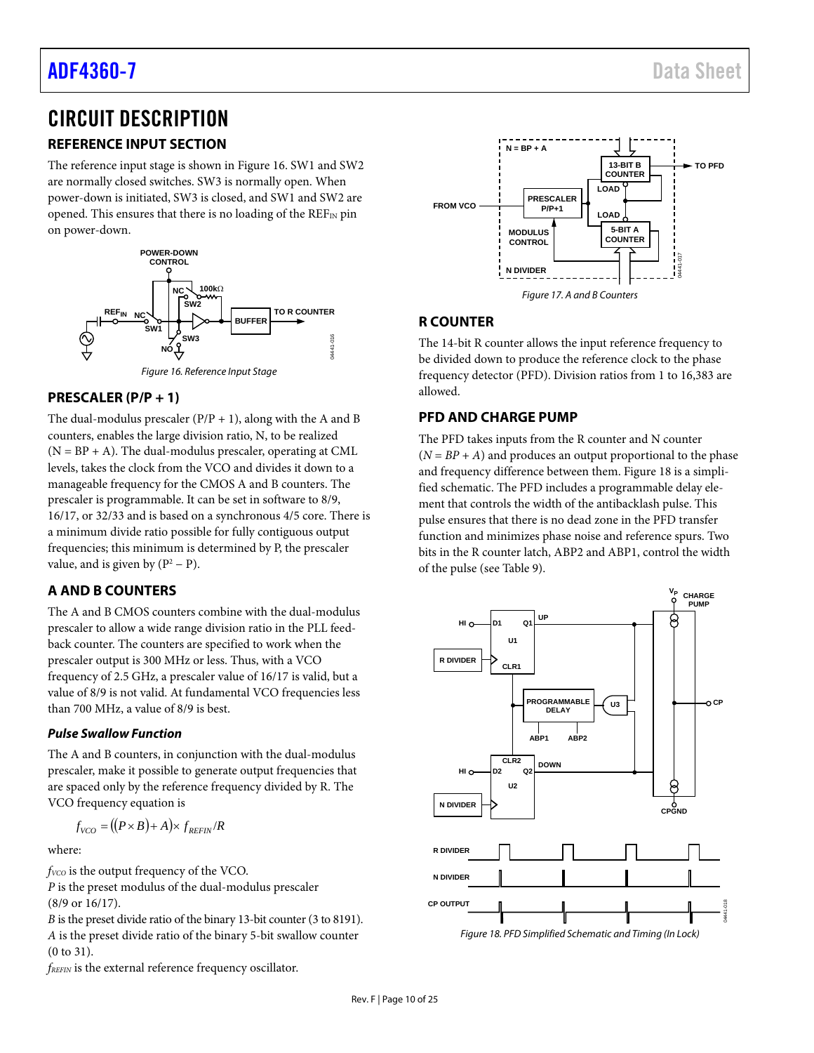# CIRCUIT DESCRIPTION

## REFERENCE INPUT SECTION

The reference input stage is shown in Figure 16. SW1 and SW2 are normally closed switches. SW3 is normally open. When power-down is initiated, SW3 is closed, and SW1 and SW2 are opened. This ensures that there is no loading of the $REF_{IN}$ pin on power-down.

Figure 16. Reference Input Stage

## PRESCALER (P/P + 1)

The dual-modulus prescaler (P/P + 1), along with the A and B counters, enables the large division ratio, N, to be realized (N = BP + A). The dual-modulus prescaler, operating at CML levels, takes the clock from the VCO and divides it down to a manageable frequency for the CMOS A and B counters. The prescaler is programmable. It can be set in software to 8/9, 16/17, or 32/33 and is based on a synchronous 4/5 core. There is a minimum divide ratio possible for fully contiguous output frequencies; this minimum is determined by P, the prescaler value, and is given by ($P^2$ – P).

## A AND B COUNTERS

The A and B CMOS counters combine with the dual-modulus prescaler to allow a wide range division ratio in the PLL feedback counter. The counters are specified to work when the prescaler output is 300 MHz or less. Thus, with a VCO frequency of 2.5 GHz, a prescaler value of 16/17 is valid, but a value of 8/9 is not valid. At fundamental VCO frequencies less than 700 MHz, a value of 8/9 is best.

### *Pulse Swallow Function*

The A and B counters, in conjunction with the dual-modulus prescaler, make it possible to generate output frequencies that are spaced only by the reference frequency divided by R. The VCO frequency equation is

$$f_{VCO} = ((P \times B) + A) \times f_{REFIN}/R$$

where:

$f_{VCO}$ is the output frequency of the VCO.
$P$ is the preset modulus of the dual-modulus prescaler (8/9 or 16/17).
$B$ is the preset divide ratio of the binary 13-bit counter (3 to 8191).
$A$ is the preset divide ratio of the binary 5-bit swallow counter (0 to 31).
$f_{REFIN}$ is the external reference frequency oscillator.

Figure 17. A and B Counters

## R COUNTER

The 14-bit R counter allows the input reference frequency to be divided down to produce the reference clock to the phase frequency detector (PFD). Division ratios from 1 to 16,383 are allowed.

## PFD AND CHARGE PUMP

The PFD takes inputs from the R counter and N counter (*N = BP + A*) and produces an output proportional to the phase and frequency difference between them. Figure 18 is a simplified schematic. The PFD includes a programmable delay element that controls the width of the antibacklash pulse. This pulse ensures that there is no dead zone in the PFD transfer function and minimizes phase noise and reference spurs. Two bits in the R counter latch, ABP2 and ABP1, control the width of the pulse (see Table 9).

Figure 18. PFD Simplified Schematic and Timing (In Lock)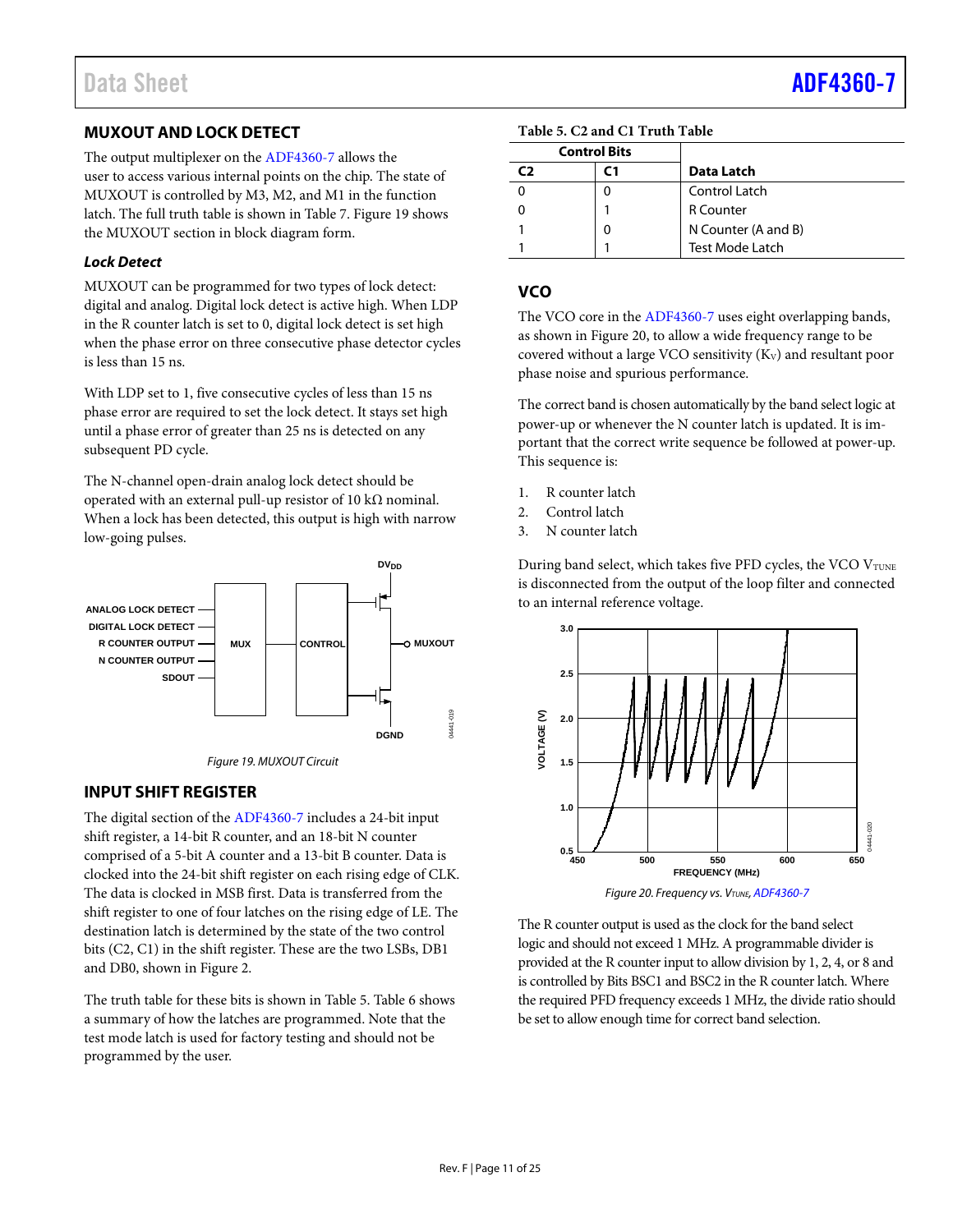## MUXOUT AND LOCK DETECT

The output multiplexer on the ADF4360-7 allows the user to access various internal points on the chip. The state of MUXOUT is controlled by M3, M2, and M1 in the function latch. The full truth table is shown in Table 7. Figure 19 shows the MUXOUT section in block diagram form.

### *Lock Detect*

MUXOUT can be programmed for two types of lock detect: digital and analog. Digital lock detect is active high. When LDP in the R counter latch is set to 0, digital lock detect is set high when the phase error on three consecutive phase detector cycles is less than 15 ns.

With LDP set to 1, five consecutive cycles of less than 15 ns phase error are required to set the lock detect. It stays set high until a phase error of greater than 25 ns is detected on any subsequent PD cycle.

The N-channel open-drain analog lock detect should be operated with an external pull-up resistor of 10 kΩ nominal. When a lock has been detected, this output is high with narrow low-going pulses.

*Figure 19. MUXOUT Circuit*

## INPUT SHIFT REGISTER

The digital section of the ADF4360-7 includes a 24-bit input shift register, a 14-bit R counter, and an 18-bit N counter comprised of a 5-bit A counter and a 13-bit B counter. Data is clocked into the 24-bit shift register on each rising edge of CLK. The data is clocked in MSB first. Data is transferred from the shift register to one of four latches on the rising edge of LE. The destination latch is determined by the state of the two control bits (C2, C1) in the shift register. These are the two LSBs, DB1 and DB0, shown in Figure 2.

The truth table for these bits is shown in Table 5. Table 6 shows a summary of how the latches are programmed. Note that the test mode latch is used for factory testing and should not be programmed by the user.

**Table 5. C2 and C1 Truth Table**

| Control Bits | | |
|---|---|---|
| **C2** | **C1** | **Data Latch** |
| 0 | 0 | Control Latch |
| 0 | 1 | R Counter |
| 1 | 0 | N Counter (A and B) |
| 1 | 1 | Test Mode Latch |

## VCO

The VCO core in the ADF4360-7 uses eight overlapping bands, as shown in Figure 20, to allow a wide frequency range to be covered without a large VCO sensitivity ($K_V$) and resultant poor phase noise and spurious performance.

The correct band is chosen automatically by the band select logic at power-up or whenever the N counter latch is updated. It is important that the correct write sequence be followed at power-up. This sequence is:

1. R counter latch
2. Control latch
3. N counter latch

During band select, which takes five PFD cycles, the VCO $V_{TUNE}$ is disconnected from the output of the loop filter and connected to an internal reference voltage.

*Figure 20. Frequency vs. $V_{TUNE}$, ADF4360-7*

The R counter output is used as the clock for the band select logic and should not exceed 1 MHz. A programmable divider is provided at the R counter input to allow division by 1, 2, 4, or 8 and is controlled by Bits BSC1 and BSC2 in the R counter latch. Where the required PFD frequency exceeds 1 MHz, the divide ratio should be set to allow enough time for correct band selection.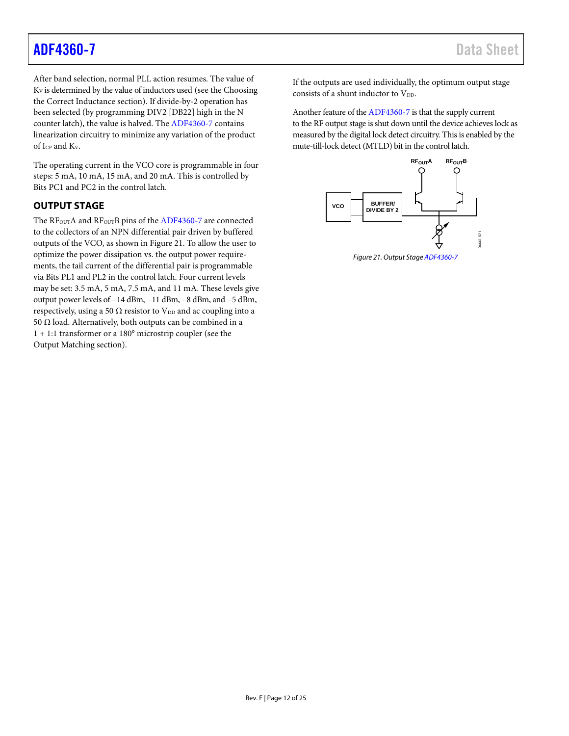After band selection, normal PLL action resumes. The value of $K_V$ is determined by the value of inductors used (see the Choosing the Correct Inductance section). If divide-by-2 operation has been selected (by programming DIV2 [DB22] high in the N counter latch), the value is halved. The ADF4360-7 contains linearization circuitry to minimize any variation of the product of $I_{CP}$ and $K_V$.

The operating current in the VCO core is programmable in four steps: 5 mA, 10 mA, 15 mA, and 20 mA. This is controlled by Bits PC1 and PC2 in the control latch.

## OUTPUT STAGE

The $RF_{OUT}A$ and $RF_{OUT}B$ pins of the ADF4360-7 are connected to the collectors of an NPN differential pair driven by buffered outputs of the VCO, as shown in Figure 21. To allow the user to optimize the power dissipation vs. the output power requirements, the tail current of the differential pair is programmable via Bits PL1 and PL2 in the control latch. Four current levels may be set: 3.5 mA, 5 mA, 7.5 mA, and 11 mA. These levels give output power levels of –14 dBm, –11 dBm, –8 dBm, and –5 dBm, respectively, using a 50 Ω resistor to $V_{DD}$ and ac coupling into a 50 Ω load. Alternatively, both outputs can be combined in a 1 + 1:1 transformer or a 180° microstrip coupler (see the Output Matching section).

If the outputs are used individually, the optimum output stage consists of a shunt inductor to $V_{DD}$.

Another feature of the ADF4360-7 is that the supply current to the RF output stage is shut down until the device achieves lock as measured by the digital lock detect circuitry. This is enabled by the mute-till-lock detect (MTLD) bit in the control latch.

*Figure 21. Output Stage ADF4360-7*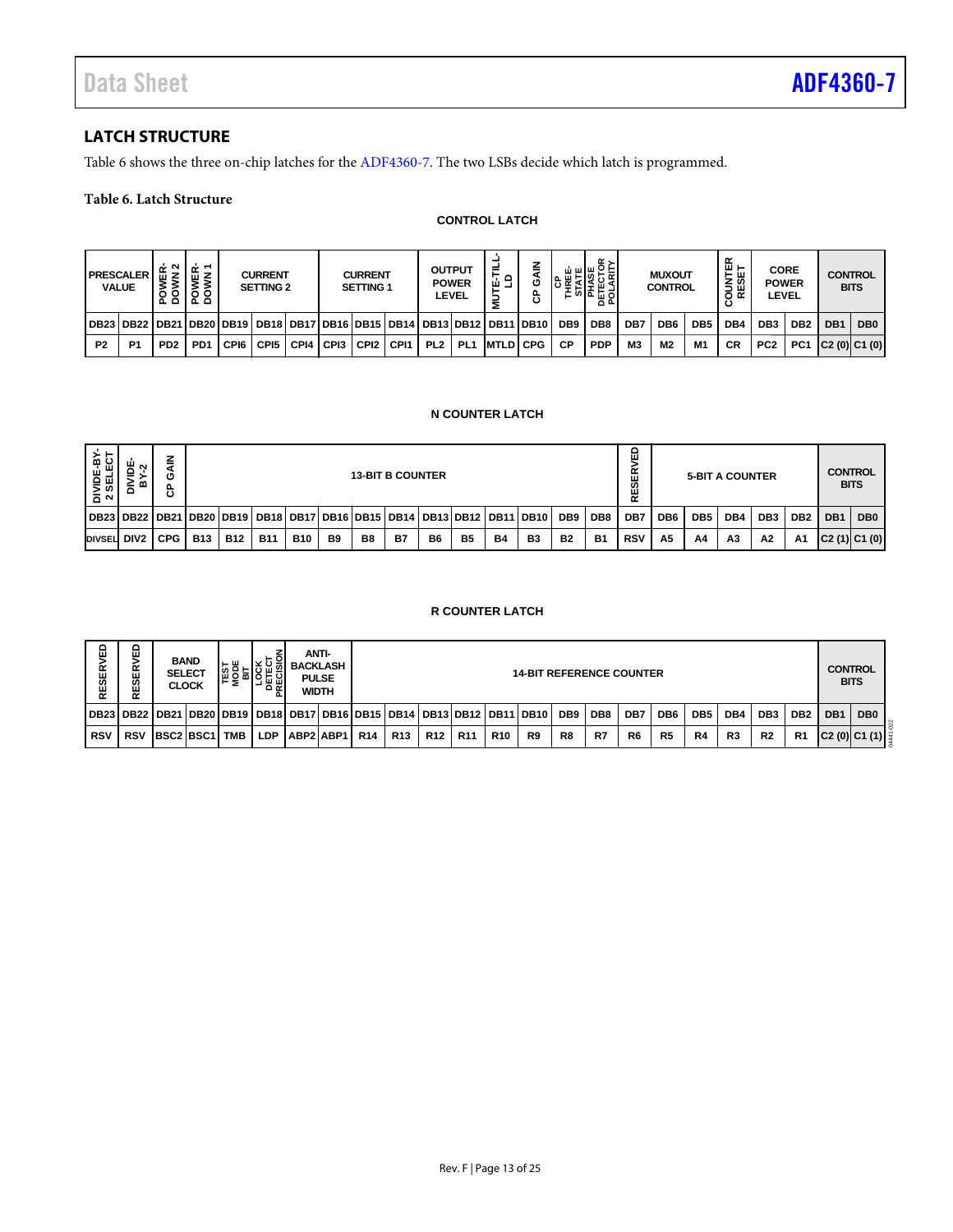## LATCH STRUCTURE

Table 6 shows the three on-chip latches for the ADF4360-7. The two LSBs decide which latch is programmed.

**Table 6. Latch Structure**

**CONTROL LATCH**

| PRESCALER VALUE | | POWER-DOWN 2 | POWER-DOWN 1 | CURRENT SETTING 2 | | | CURRENT SETTING 1 | | | OUTPUT POWER LEVEL | | MUTE-TILL-LD | CP GAIN | CP THREE-STATE | PHASE DETECTOR POLARITY | MUXOUT CONTROL | | | COUNTER RESET | CORE POWER LEVEL | | CONTROL BITS | |
|---|---|---|---|---|---|---|---|---|---|---|---|---|---|---|---|---|---|---|---|---|---|---|---|
| DB23 | DB22 | DB21 | DB20 | DB19 | DB18 | DB17 | DB16 | DB15 | DB14 | DB13 | DB12 | DB11 | DB10 | DB9 | DB8 | DB7 | DB6 | DB5 | DB4 | DB3 | DB2 | DB1 | DB0 |
| P2 | P1 | PD2 | PD1 | CPI6 | CPI5 | CPI4 | CPI3 | CPI2 | CPI1 | PL2 | PL1 | MTLD | CPG | CP | PDP | M3 | M2 | M1 | CR | PC2 | PC1 | C2 (0) | C1 (0) |

**N COUNTER LATCH**

| DIVIDE-BY-2 SELECT | DIVIDE-BY-2 | CP GAIN | 13-BIT B COUNTER | | | | | | | | | | | | | RESERVED | 5-BIT A COUNTER | | | | | CONTROL BITS | |
|---|---|---|---|---|---|---|---|---|---|---|---|---|---|---|---|---|---|---|---|---|---|---|---|
| DB23 | DB22 | DB21 | DB20 | DB19 | DB18 | DB17 | DB16 | DB15 | DB14 | DB13 | DB12 | DB11 | DB10 | DB9 | DB8 | DB7 | DB6 | DB5 | DB4 | DB3 | DB2 | DB1 | DB0 |
| DIVSEL | DIV2 | CPG | B13 | B12 | B11 | B10 | B9 | B8 | B7 | B6 | B5 | B4 | B3 | B2 | B1 | RSV | A5 | A4 | A3 | A2 | A1 | C2 (1) | C1 (0) |

**R COUNTER LATCH**

| RESERVED | RESERVED | BAND SELECT CLOCK | | TEST MODE BIT | LOCK DETECT PRECISION | ANTI-BACKLASH PULSE WIDTH | | 14-BIT REFERENCE COUNTER | | | | | | | | | | | | | | CONTROL BITS | |
|---|---|---|---|---|---|---|---|---|---|---|---|---|---|---|---|---|---|---|---|---|---|---|---|
| DB23 | DB22 | DB21 | DB20 | DB19 | DB18 | DB17 | DB16 | DB15 | DB14 | DB13 | DB12 | DB11 | DB10 | DB9 | DB8 | DB7 | DB6 | DB5 | DB4 | DB3 | DB2 | DB1 | DB0 |
| RSV | RSV | BSC2 | BSC1 | TMB | LDP | ABP2 | ABP1 | R14 | R13 | R12 | R11 | R10 | R9 | R8 | R7 | R6 | R5 | R4 | R3 | R2 | R1 | C2 (0) | C1 (1) |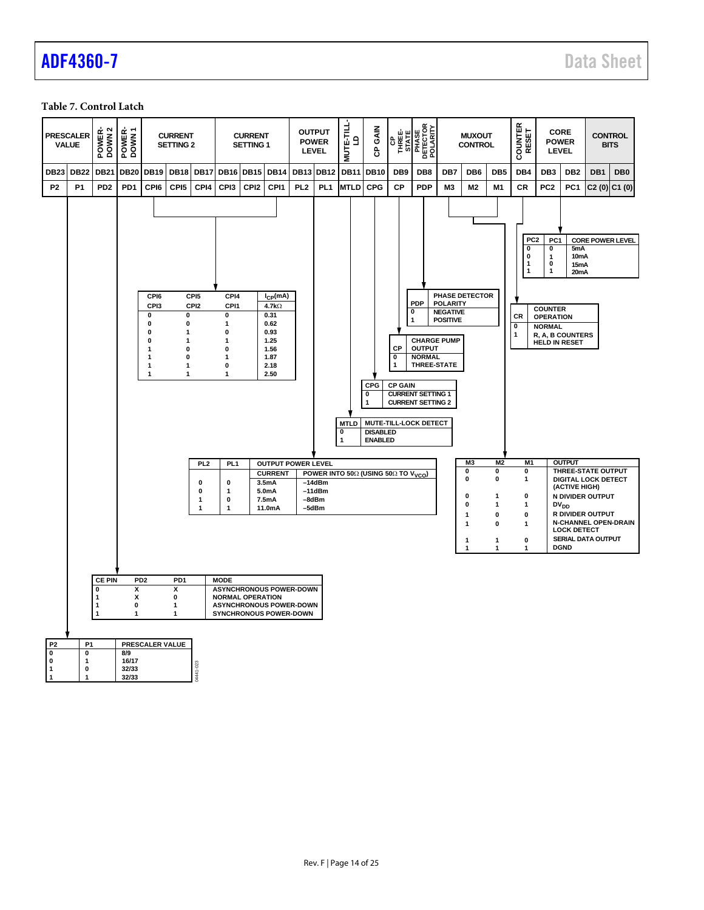### Table 7. Control Latch

| PRESCALER VALUE | | POWER-DOWN 2 | POWER-DOWN 1 | CURRENT SETTING 2 | | | CURRENT SETTING 1 | | | OUTPUT POWER LEVEL | | MUTE-TILL-LD | CP GAIN | CP THREE-STATE | PHASE DETECTOR POLARITY | MUXOUT CONTROL | | | COUNTER RESET | CORE POWER LEVEL | | CONTROL BITS | |
|---|---|---|---|---|---|---|---|---|---|---|---|---|---|---|---|---|---|---|---|---|---|---|---|
| DB23 | DB22 | DB21 | DB20 | DB19 | DB18 | DB17 | DB16 | DB15 | DB14 | DB13 | DB12 | DB11 | DB10 | DB9 | DB8 | DB7 | DB6 | DB5 | DB4 | DB3 | DB2 | DB1 | DB0 |
| P2 | P1 | PD2 | PD1 | CPI6 | CPI5 | CPI4 | CPI3 | CPI2 | CPI1 | PL2 | PL1 | MTLD | CPG | CP | PDP | M3 | M2 | M1 | CR | PC2 | PC1 | C2 (0) | C1 (0) |

| PC2 | PC1 | CORE POWER LEVEL |
|---|---|---|
| 0 | 0 | 5mA |
| 0 | 1 | 10mA |
| 1 | 0 | 15mA |
| 1 | 1 | 20mA |

| CPI6 / CPI3 | CPI5 / CPI2 | CPI4 / CPI1 | $I_{CP}$(mA) 4.7kΩ |
|---|---|---|---|
| 0 | 0 | 0 | 0.31 |
| 0 | 0 | 1 | 0.62 |
| 0 | 1 | 0 | 0.93 |
| 0 | 1 | 1 | 1.25 |
| 1 | 0 | 0 | 1.56 |
| 1 | 0 | 1 | 1.87 |
| 1 | 1 | 0 | 2.18 |
| 1 | 1 | 1 | 2.50 |

| PDP | PHASE DETECTOR POLARITY |
|---|---|
| 0 | NEGATIVE |
| 1 | POSITIVE |

| CR | COUNTER OPERATION |
|---|---|
| 0 | NORMAL |
| 1 | R, A, B COUNTERS HELD IN RESET |

| CP | CHARGE PUMP OUTPUT |
|---|---|
| 0 | NORMAL |
| 1 | THREE-STATE |

| CPG | CP GAIN |
|---|---|
| 0 | CURRENT SETTING 1 |
| 1 | CURRENT SETTING 2 |

| MTLD | MUTE-TILL-LOCK DETECT |
|---|---|
| 0 | DISABLED |
| 1 | ENABLED |

| PL2 | PL1 | OUTPUT POWER LEVEL CURRENT | POWER INTO 50Ω (USING 50Ω TO $V_{VCO}$) |
|---|---|---|---|
| 0 | 0 | 3.5mA | –14dBm |
| 0 | 1 | 5.0mA | –11dBm |
| 1 | 0 | 7.5mA | –8dBm |
| 1 | 1 | 11.0mA | –5dBm |

| M3 | M2 | M1 | OUTPUT |
|---|---|---|---|
| 0 | 0 | 0 | THREE-STATE OUTPUT |
| 0 | 0 | 1 | DIGITAL LOCK DETECT (ACTIVE HIGH) |
| 0 | 1 | 0 | N DIVIDER OUTPUT |
| 0 | 1 | 1 | $DV_{DD}$ |
| 1 | 0 | 0 | R DIVIDER OUTPUT |
| 1 | 0 | 1 | N-CHANNEL OPEN-DRAIN LOCK DETECT |
| 1 | 1 | 0 | SERIAL DATA OUTPUT |
| 1 | 1 | 1 | DGND |

| CE PIN | PD2 | PD1 | MODE |
|---|---|---|---|
| 0 | X | X | ASYNCHRONOUS POWER-DOWN |
| 1 | X | 0 | NORMAL OPERATION |
| 1 | 0 | 1 | ASYNCHRONOUS POWER-DOWN |
| 1 | 1 | 1 | SYNCHRONOUS POWER-DOWN |

| P2 | P1 | PRESCALER VALUE |
|---|---|---|
| 0 | 0 | 8/9 |
| 0 | 1 | 16/17 |
| 1 | 0 | 32/33 |
| 1 | 1 | 32/33 |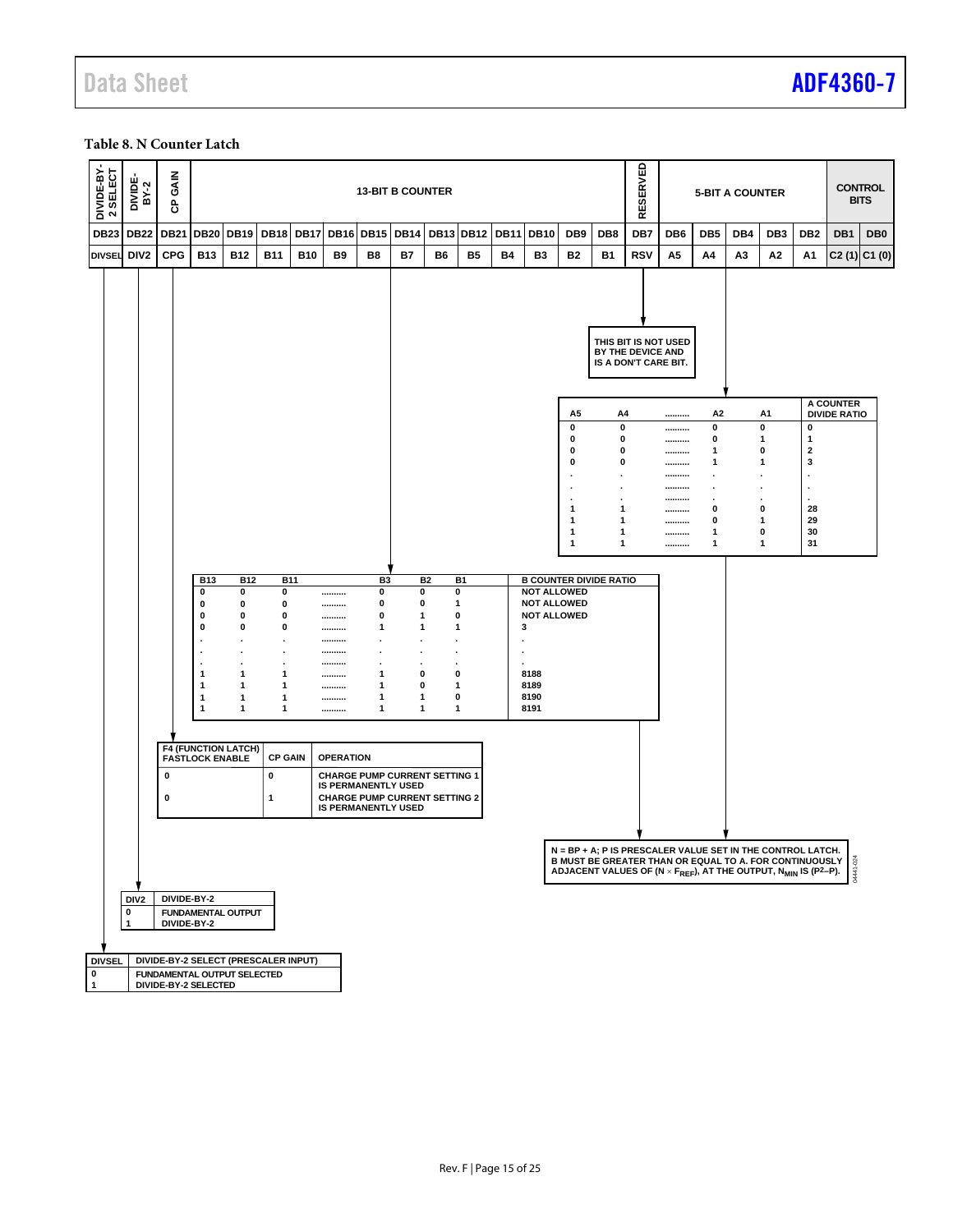**Table 8. N Counter Latch**

| DIVIDE-BY-2 SELECT | DIVIDE-BY-2 | CP GAIN | 13-BIT B COUNTER | | | | | | | | | | | | | RESERVED | 5-BIT A COUNTER | | | | | CONTROL BITS | |
|---|---|---|---|---|---|---|---|---|---|---|---|---|---|---|---|---|---|---|---|---|---|---|---|
| DB23 | DB22 | DB21 | DB20 | DB19 | DB18 | DB17 | DB16 | DB15 | DB14 | DB13 | DB12 | DB11 | DB10 | DB9 | DB8 | DB7 | DB6 | DB5 | DB4 | DB3 | DB2 | DB1 | DB0 |
| DIVSEL | DIV2 | CPG | B13 | B12 | B11 | B10 | B9 | B8 | B7 | B6 | B5 | B4 | B3 | B2 | B1 | RSV | A5 | A4 | A3 | A2 | A1 | C2 (1) | C1 (0) |

RSV: THIS BIT IS NOT USED BY THE DEVICE AND IS A DON'T CARE BIT.

| A5 | A4 | .......... | A2 | A1 | A COUNTER DIVIDE RATIO |
|---|---|---|---|---|---|
| 0 | 0 | .......... | 0 | 0 | 0 |
| 0 | 0 | .......... | 0 | 1 | 1 |
| 0 | 0 | .......... | 1 | 0 | 2 |
| 0 | 0 | .......... | 1 | 1 | 3 |
| . | . | .......... | . | . | . |
| . | . | .......... | . | . | . |
| . | . | .......... | . | . | . |
| 1 | 1 | .......... | 0 | 0 | 28 |
| 1 | 1 | .......... | 0 | 1 | 29 |
| 1 | 1 | .......... | 1 | 0 | 30 |
| 1 | 1 | .......... | 1 | 1 | 31 |

| B13 | B12 | B11 | .......... | B3 | B2 | B1 | B COUNTER DIVIDE RATIO |
|---|---|---|---|---|---|---|---|
| 0 | 0 | 0 | .......... | 0 | 0 | 0 | NOT ALLOWED |
| 0 | 0 | 0 | .......... | 0 | 0 | 1 | NOT ALLOWED |
| 0 | 0 | 0 | .......... | 0 | 1 | 0 | NOT ALLOWED |
| 0 | 0 | 0 | .......... | 1 | 1 | 1 | 3 |
| . | . | . | .......... | . | . | . | . |
| . | . | . | .......... | . | . | . | . |
| . | . | . | .......... | . | . | . | . |
| 1 | 1 | 1 | .......... | 1 | 0 | 0 | 8188 |
| 1 | 1 | 1 | .......... | 1 | 0 | 1 | 8189 |
| 1 | 1 | 1 | .......... | 1 | 1 | 0 | 8190 |
| 1 | 1 | 1 | .......... | 1 | 1 | 1 | 8191 |

| F4 (FUNCTION LATCH) FASTLOCK ENABLE | CP GAIN | OPERATION |
|---|---|---|
| 0 | 0 | CHARGE PUMP CURRENT SETTING 1 IS PERMANENTLY USED |
| 0 | 1 | CHARGE PUMP CURRENT SETTING 2 IS PERMANENTLY USED |

$N = BP + A$; P IS PRESCALER VALUE SET IN THE CONTROL LATCH. B MUST BE GREATER THAN OR EQUAL TO A. FOR CONTINUOUSLY ADJACENT VALUES OF $(N \times F_{REF})$, AT THE OUTPUT, $N_{MIN}$ IS $(P^2-P)$.

| DIV2 | DIVIDE-BY-2 |
|---|---|
| 0 | FUNDAMENTAL OUTPUT |
| 1 | DIVIDE-BY-2 |

| DIVSEL | DIVIDE-BY-2 SELECT (PRESCALER INPUT) |
|---|---|
| 0 | FUNDAMENTAL OUTPUT SELECTED |
| 1 | DIVIDE-BY-2 SELECTED |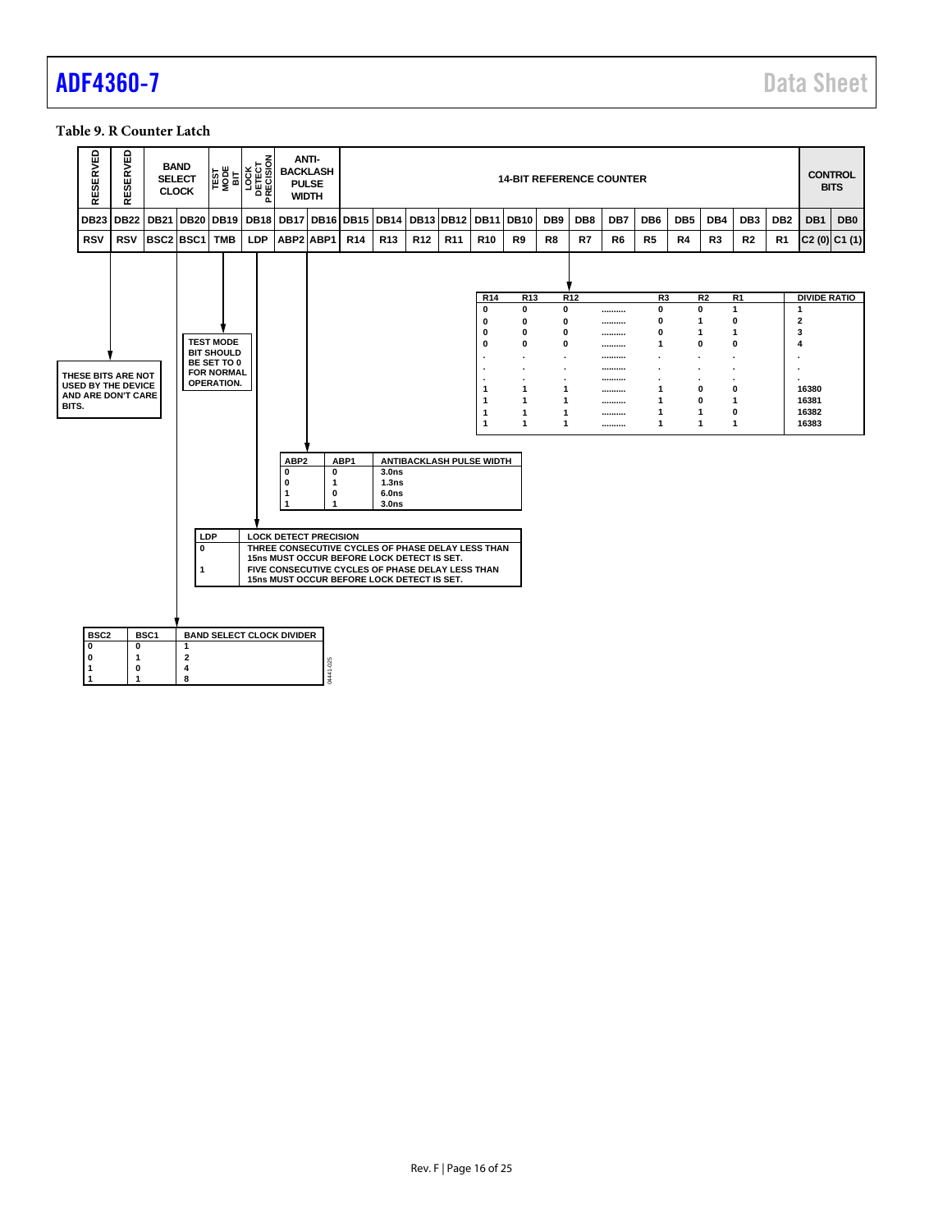**Table 9. R Counter Latch**

| RESERVED | RESERVED | BAND SELECT CLOCK | | TEST MODE BIT | LOCK DETECT PRECISION | ANTI-BACKLASH PULSE WIDTH | | 14-BIT REFERENCE COUNTER | | | | | | | | | | | | | | CONTROL BITS | |
|---|---|---|---|---|---|---|---|---|---|---|---|---|---|---|---|---|---|---|---|---|---|---|---|
| DB23 | DB22 | DB21 | DB20 | DB19 | DB18 | DB17 | DB16 | DB15 | DB14 | DB13 | DB12 | DB11 | DB10 | DB9 | DB8 | DB7 | DB6 | DB5 | DB4 | DB3 | DB2 | DB1 | DB0 |
| RSV | RSV | BSC2 | BSC1 | TMB | LDP | ABP2 | ABP1 | R14 | R13 | R12 | R11 | R10 | R9 | R8 | R7 | R6 | R5 | R4 | R3 | R2 | R1 | C2 (0) | C1 (1) |

THESE BITS ARE NOT USED BY THE DEVICE AND ARE DON'T CARE BITS.

TEST MODE BIT SHOULD BE SET TO 0 FOR NORMAL OPERATION.

| R14 | R13 | R12 | .......... | R3 | R2 | R1 | DIVIDE RATIO |
|---|---|---|---|---|---|---|---|
| 0 | 0 | 0 | .......... | 0 | 0 | 1 | 1 |
| 0 | 0 | 0 | .......... | 0 | 1 | 0 | 2 |
| 0 | 0 | 0 | .......... | 0 | 1 | 1 | 3 |
| 0 | 0 | 0 | .......... | 1 | 0 | 0 | 4 |
| . | . | . | .......... | . | . | . | . |
| . | . | . | .......... | . | . | . | . |
| . | . | . | .......... | . | . | . | . |
| 1 | 1 | 1 | .......... | 1 | 0 | 0 | 16380 |
| 1 | 1 | 1 | .......... | 1 | 0 | 1 | 16381 |
| 1 | 1 | 1 | .......... | 1 | 1 | 0 | 16382 |
| 1 | 1 | 1 | .......... | 1 | 1 | 1 | 16383 |

| ABP2 | ABP1 | ANTIBACKLASH PULSE WIDTH |
|---|---|---|
| 0 | 0 | 3.0ns |
| 0 | 1 | 1.3ns |
| 1 | 0 | 6.0ns |
| 1 | 1 | 3.0ns |

| LDP | LOCK DETECT PRECISION |
|---|---|
| 0 | THREE CONSECUTIVE CYCLES OF PHASE DELAY LESS THAN 15ns MUST OCCUR BEFORE LOCK DETECT IS SET. |
| 1 | FIVE CONSECUTIVE CYCLES OF PHASE DELAY LESS THAN 15ns MUST OCCUR BEFORE LOCK DETECT IS SET. |

| BSC2 | BSC1 | BAND SELECT CLOCK DIVIDER |
|---|---|---|
| 0 | 0 | 1 |
| 0 | 1 | 2 |
| 1 | 0 | 4 |
| 1 | 1 | 8 |

04441-025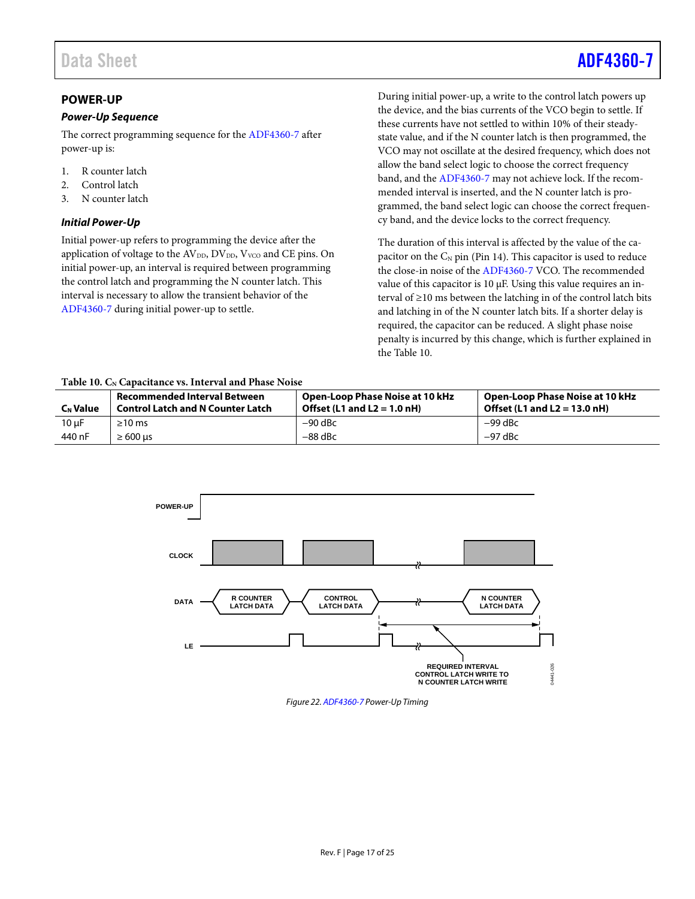## POWER-UP

### Power-Up Sequence

The correct programming sequence for the ADF4360-7 after power-up is:

1. R counter latch
2. Control latch
3. N counter latch

### Initial Power-Up

Initial power-up refers to programming the device after the application of voltage to the $AV_{DD}$, $DV_{DD}$, $V_{VCO}$ and CE pins. On initial power-up, an interval is required between programming the control latch and programming the N counter latch. This interval is necessary to allow the transient behavior of the ADF4360-7 during initial power-up to settle.

During initial power-up, a write to the control latch powers up the device, and the bias currents of the VCO begin to settle. If these currents have not settled to within 10% of their steady-state value, and if the N counter latch is then programmed, the VCO may not oscillate at the desired frequency, which does not allow the band select logic to choose the correct frequency band, and the ADF4360-7 may not achieve lock. If the recommended interval is inserted, and the N counter latch is programmed, the band select logic can choose the correct frequency band, and the device locks to the correct frequency.

The duration of this interval is affected by the value of the capacitor on the $C_N$ pin (Pin 14). This capacitor is used to reduce the close-in noise of the ADF4360-7 VCO. The recommended value of this capacitor is 10 µF. Using this value requires an interval of ≥10 ms between the latching in of the control latch bits and latching in of the N counter latch bits. If a shorter delay is required, the capacitor can be reduced. A slight phase noise penalty is incurred by this change, which is further explained in the Table 10.

Table 10. $C_N$ Capacitance vs. Interval and Phase Noise

| $C_N$ Value | Recommended Interval Between Control Latch and N Counter Latch | Open-Loop Phase Noise at 10 kHz Offset (L1 and L2 = 1.0 nH) | Open-Loop Phase Noise at 10 kHz Offset (L1 and L2 = 13.0 nH) |
|---|---|---|---|
| 10 µF | ≥10 ms | −90 dBc | −99 dBc |
| 440 nF | ≥ 600 µs | −88 dBc | −97 dBc |

Figure 22. ADF4360-7 Power-Up Timing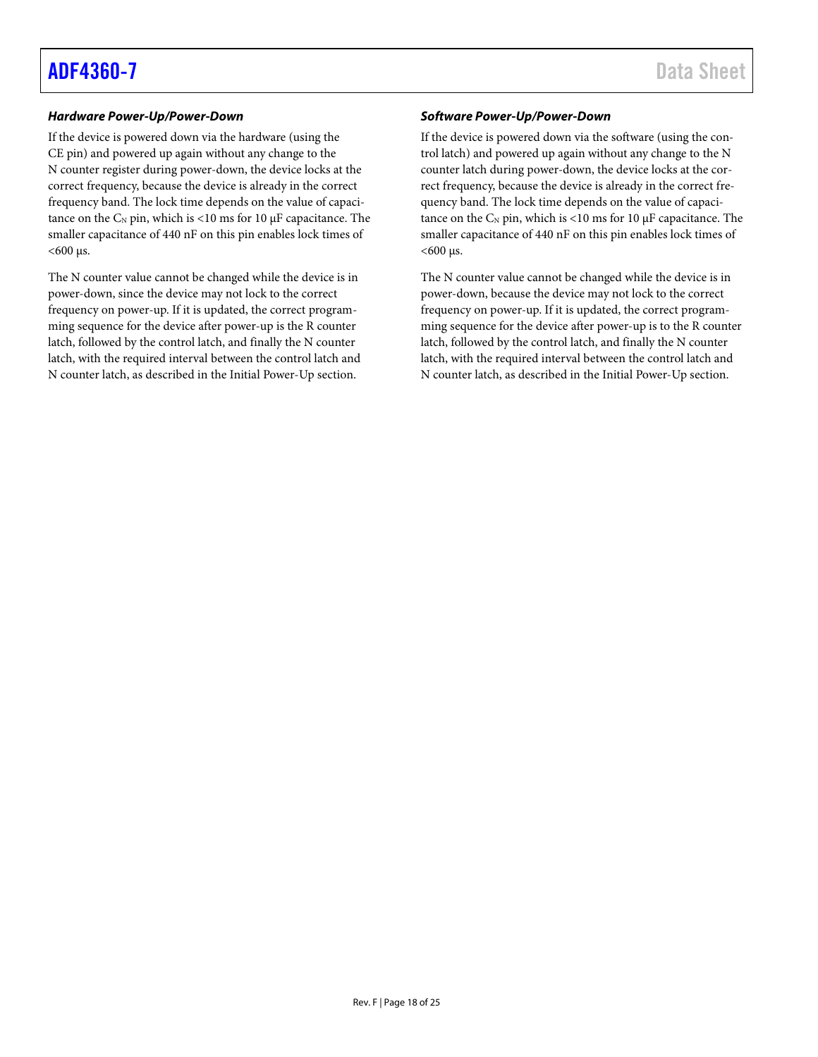### Hardware Power-Up/Power-Down

If the device is powered down via the hardware (using the CE pin) and powered up again without any change to the N counter register during power-down, the device locks at the correct frequency, because the device is already in the correct frequency band. The lock time depends on the value of capacitance on the $C_N$ pin, which is <10 ms for 10 μF capacitance. The smaller capacitance of 440 nF on this pin enables lock times of <600 μs.

The N counter value cannot be changed while the device is in power-down, since the device may not lock to the correct frequency on power-up. If it is updated, the correct programming sequence for the device after power-up is the R counter latch, followed by the control latch, and finally the N counter latch, with the required interval between the control latch and N counter latch, as described in the Initial Power-Up section.

### Software Power-Up/Power-Down

If the device is powered down via the software (using the control latch) and powered up again without any change to the N counter latch during power-down, the device locks at the correct frequency, because the device is already in the correct frequency band. The lock time depends on the value of capacitance on the $C_N$ pin, which is <10 ms for 10 μF capacitance. The smaller capacitance of 440 nF on this pin enables lock times of <600 μs.

The N counter value cannot be changed while the device is in power-down, because the device may not lock to the correct frequency on power-up. If it is updated, the correct programming sequence for the device after power-up is to the R counter latch, followed by the control latch, and finally the N counter latch, with the required interval between the control latch and N counter latch, as described in the Initial Power-Up section.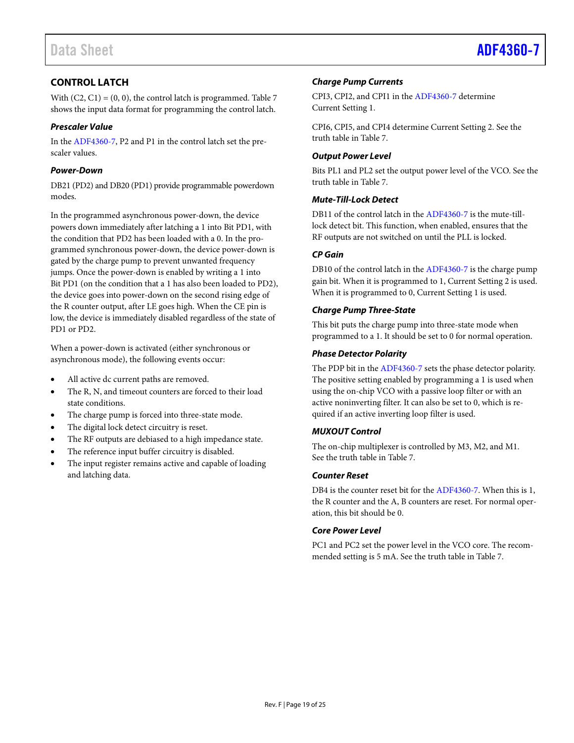## CONTROL LATCH

With (C2, C1) = (0, 0), the control latch is programmed. Table 7 shows the input data format for programming the control latch.

### *Prescaler Value*

In the ADF4360-7, P2 and P1 in the control latch set the prescaler values.

### *Power-Down*

DB21 (PD2) and DB20 (PD1) provide programmable powerdown modes.

In the programmed asynchronous power-down, the device powers down immediately after latching a 1 into Bit PD1, with the condition that PD2 has been loaded with a 0. In the programmed synchronous power-down, the device power-down is gated by the charge pump to prevent unwanted frequency jumps. Once the power-down is enabled by writing a 1 into Bit PD1 (on the condition that a 1 has also been loaded to PD2), the device goes into power-down on the second rising edge of the R counter output, after LE goes high. When the CE pin is low, the device is immediately disabled regardless of the state of PD1 or PD2.

When a power-down is activated (either synchronous or asynchronous mode), the following events occur:

- All active dc current paths are removed.
- The R, N, and timeout counters are forced to their load state conditions.
- The charge pump is forced into three-state mode.
- The digital lock detect circuitry is reset.
- The RF outputs are debiased to a high impedance state.
- The reference input buffer circuitry is disabled.
- The input register remains active and capable of loading and latching data.

### *Charge Pump Currents*

CPI3, CPI2, and CPI1 in the ADF4360-7 determine Current Setting 1.

CPI6, CPI5, and CPI4 determine Current Setting 2. See the truth table in Table 7.

### *Output Power Level*

Bits PL1 and PL2 set the output power level of the VCO. See the truth table in Table 7.

### *Mute-Till-Lock Detect*

DB11 of the control latch in the ADF4360-7 is the mute-till-lock detect bit. This function, when enabled, ensures that the RF outputs are not switched on until the PLL is locked.

### *CP Gain*

DB10 of the control latch in the ADF4360-7 is the charge pump gain bit. When it is programmed to 1, Current Setting 2 is used. When it is programmed to 0, Current Setting 1 is used.

### *Charge Pump Three-State*

This bit puts the charge pump into three-state mode when programmed to a 1. It should be set to 0 for normal operation.

### *Phase Detector Polarity*

The PDP bit in the ADF4360-7 sets the phase detector polarity. The positive setting enabled by programming a 1 is used when using the on-chip VCO with a passive loop filter or with an active noninverting filter. It can also be set to 0, which is required if an active inverting loop filter is used.

### *MUXOUT Control*

The on-chip multiplexer is controlled by M3, M2, and M1. See the truth table in Table 7.

### *Counter Reset*

DB4 is the counter reset bit for the ADF4360-7. When this is 1, the R counter and the A, B counters are reset. For normal operation, this bit should be 0.

### *Core Power Level*

PC1 and PC2 set the power level in the VCO core. The recommended setting is 5 mA. See the truth table in Table 7.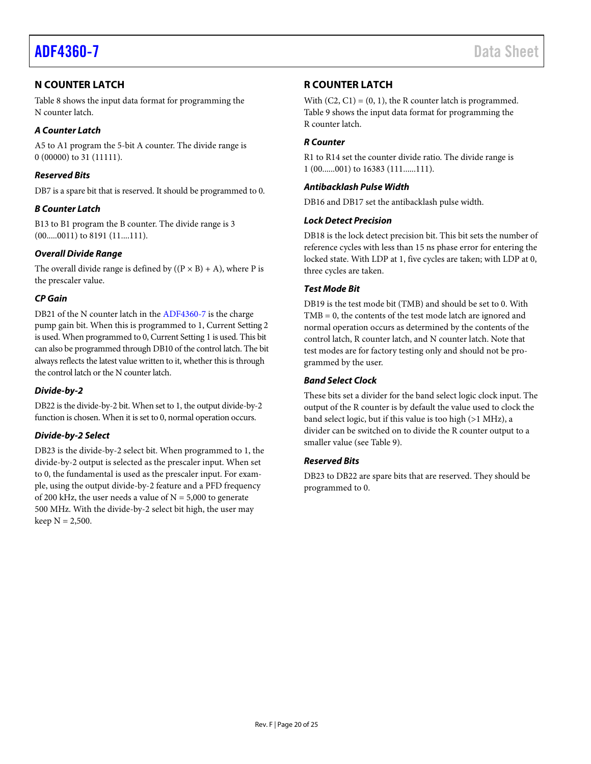## N COUNTER LATCH

Table 8 shows the input data format for programming the N counter latch.

### *A Counter Latch*

A5 to A1 program the 5-bit A counter. The divide range is 0 (00000) to 31 (11111).

### *Reserved Bits*

DB7 is a spare bit that is reserved. It should be programmed to 0.

### *B Counter Latch*

B13 to B1 program the B counter. The divide range is 3 (00.....0011) to 8191 (11....111).

### *Overall Divide Range*

The overall divide range is defined by $((P \times B) + A)$, where P is the prescaler value.

### *CP Gain*

DB21 of the N counter latch in the ADF4360-7 is the charge pump gain bit. When this is programmed to 1, Current Setting 2 is used. When programmed to 0, Current Setting 1 is used. This bit can also be programmed through DB10 of the control latch. The bit always reflects the latest value written to it, whether this is through the control latch or the N counter latch.

### *Divide-by-2*

DB22 is the divide-by-2 bit. When set to 1, the output divide-by-2 function is chosen. When it is set to 0, normal operation occurs.

### *Divide-by-2 Select*

DB23 is the divide-by-2 select bit. When programmed to 1, the divide-by-2 output is selected as the prescaler input. When set to 0, the fundamental is used as the prescaler input. For example, using the output divide-by-2 feature and a PFD frequency of 200 kHz, the user needs a value of N = 5,000 to generate 500 MHz. With the divide-by-2 select bit high, the user may keep N = 2,500.

## R COUNTER LATCH

With (C2, C1) = (0, 1), the R counter latch is programmed. Table 9 shows the input data format for programming the R counter latch.

### *R Counter*

R1 to R14 set the counter divide ratio. The divide range is 1 (00......001) to 16383 (111......111).

### *Antibacklash Pulse Width*

DB16 and DB17 set the antibacklash pulse width.

### *Lock Detect Precision*

DB18 is the lock detect precision bit. This bit sets the number of reference cycles with less than 15 ns phase error for entering the locked state. With LDP at 1, five cycles are taken; with LDP at 0, three cycles are taken.

### *Test Mode Bit*

DB19 is the test mode bit (TMB) and should be set to 0. With TMB = 0, the contents of the test mode latch are ignored and normal operation occurs as determined by the contents of the control latch, R counter latch, and N counter latch. Note that test modes are for factory testing only and should not be programmed by the user.

### *Band Select Clock*

These bits set a divider for the band select logic clock input. The output of the R counter is by default the value used to clock the band select logic, but if this value is too high (>1 MHz), a divider can be switched on to divide the R counter output to a smaller value (see Table 9).

### *Reserved Bits*

DB23 to DB22 are spare bits that are reserved. They should be programmed to 0.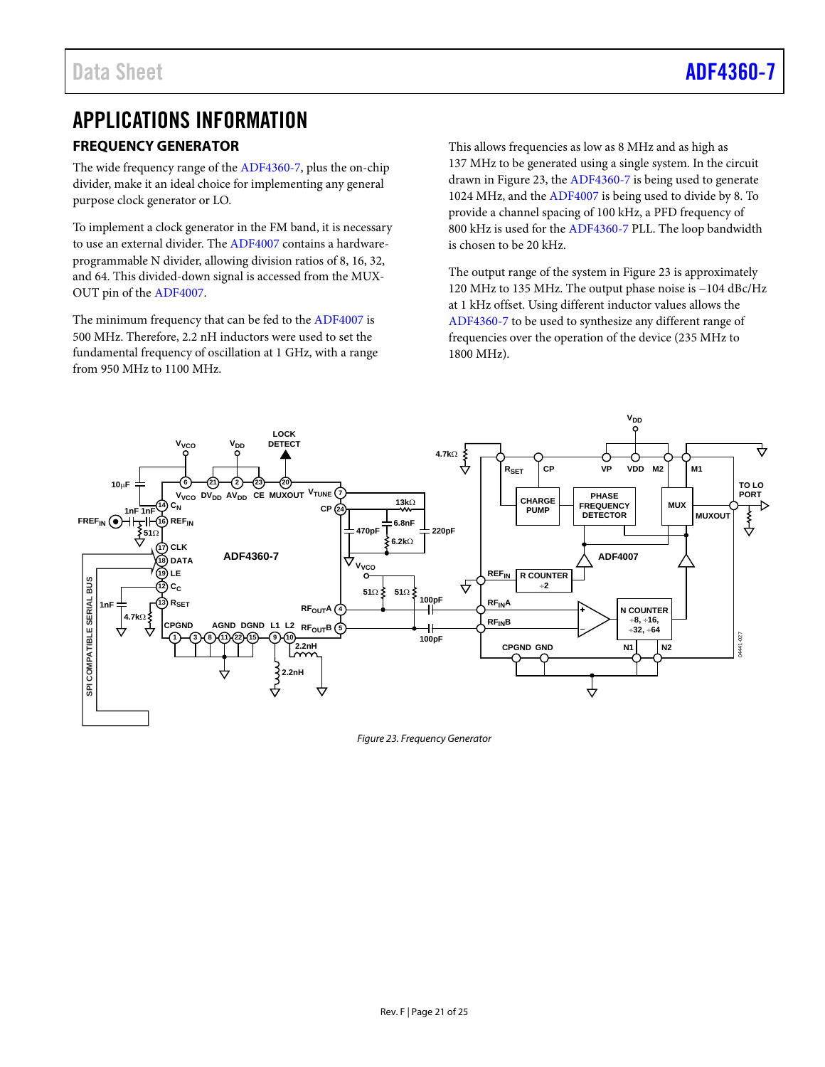# APPLICATIONS INFORMATION

## FREQUENCY GENERATOR

The wide frequency range of the ADF4360-7, plus the on-chip divider, make it an ideal choice for implementing any general purpose clock generator or LO.

To implement a clock generator in the FM band, it is necessary to use an external divider. The ADF4007 contains a hardware-programmable N divider, allowing division ratios of 8, 16, 32, and 64. This divided-down signal is accessed from the MUX-OUT pin of the ADF4007.

The minimum frequency that can be fed to the ADF4007 is 500 MHz. Therefore, 2.2 nH inductors were used to set the fundamental frequency of oscillation at 1 GHz, with a range from 950 MHz to 1100 MHz.

This allows frequencies as low as 8 MHz and as high as 137 MHz to be generated using a single system. In the circuit drawn in Figure 23, the ADF4360-7 is being used to generate 1024 MHz, and the ADF4007 is being used to divide by 8. To provide a channel spacing of 100 kHz, a PFD frequency of 800 kHz is used for the ADF4360-7 PLL. The loop bandwidth is chosen to be 20 kHz.

The output range of the system in Figure 23 is approximately 120 MHz to 135 MHz. The output phase noise is −104 dBc/Hz at 1 kHz offset. Using different inductor values allows the ADF4360-7 to be used to synthesize any different range of frequencies over the operation of the device (235 MHz to 1800 MHz).

*Figure 23. Frequency Generator*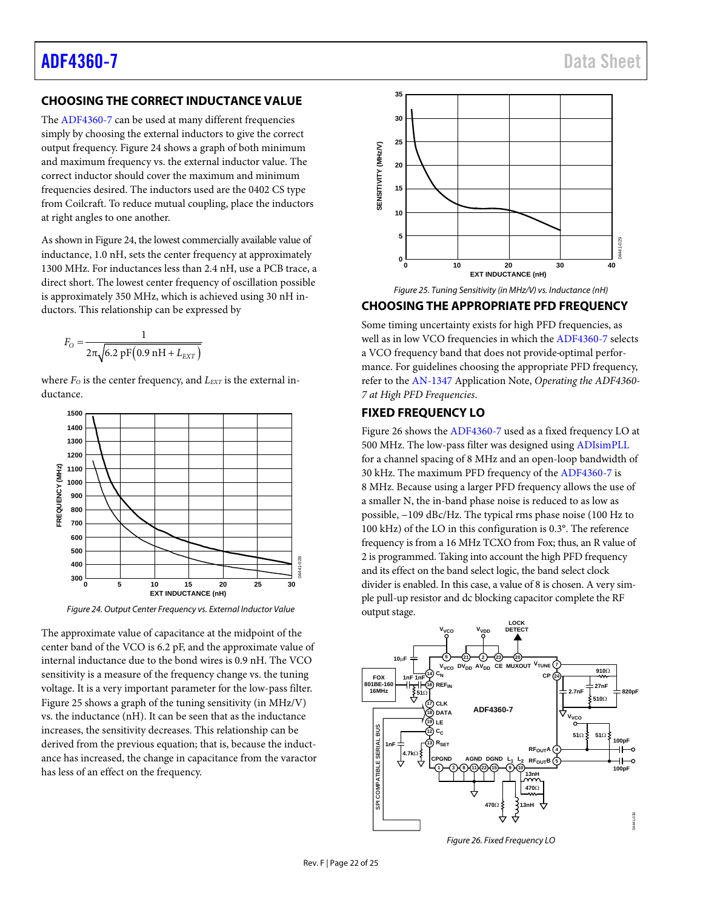## CHOOSING THE CORRECT INDUCTANCE VALUE

The ADF4360-7 can be used at many different frequencies simply by choosing the external inductors to give the correct output frequency. Figure 24 shows a graph of both minimum and maximum frequency vs. the external inductor value. The correct inductor should cover the maximum and minimum frequencies desired. The inductors used are the 0402 CS type from Coilcraft. To reduce mutual coupling, place the inductors at right angles to one another.

As shown in Figure 24, the lowest commercially available value of inductance, 1.0 nH, sets the center frequency at approximately 1300 MHz. For inductances less than 2.4 nH, use a PCB trace, a direct short. The lowest center frequency of oscillation possible is approximately 350 MHz, which is achieved using 30 nH inductors. This relationship can be expressed by

$$F_O = \frac{1}{2\pi\sqrt{6.2\ \text{pF}\left(0.9\ \text{nH} + L_{EXT}\right)}}$$

where $F_O$ is the center frequency, and $L_{EXT}$ is the external inductance.

Figure 24. Output Center Frequency vs. External Inductor Value

The approximate value of capacitance at the midpoint of the center band of the VCO is 6.2 pF, and the approximate value of internal inductance due to the bond wires is 0.9 nH. The VCO sensitivity is a measure of the frequency change vs. the tuning voltage. It is a very important parameter for the low-pass filter. Figure 25 shows a graph of the tuning sensitivity (in MHz/V) vs. the inductance (nH). It can be seen that as the inductance increases, the sensitivity decreases. This relationship can be derived from the previous equation; that is, because the inductance has increased, the change in capacitance from the varactor has less of an effect on the frequency.

Figure 25. Tuning Sensitivity (in MHz/V) vs. Inductance (nH)

## CHOOSING THE APPROPRIATE PFD FREQUENCY

Some timing uncertainty exists for high PFD frequencies, as well as in low VCO frequencies in which the ADF4360-7 selects a VCO frequency band that does not provide-optimal performance. For guidelines choosing the appropriate PFD frequency, refer to the AN-1347 Application Note, *Operating the ADF4360-7 at High PFD Frequencies*.

## FIXED FREQUENCY LO

Figure 26 shows the ADF4360-7 used as a fixed frequency LO at 500 MHz. The low-pass filter was designed using ADIsimPLL for a channel spacing of 8 MHz and an open-loop bandwidth of 30 kHz. The maximum PFD frequency of the ADF4360-7 is 8 MHz. Because using a larger PFD frequency allows the use of a smaller N, the in-band phase noise is reduced to as low as possible, −109 dBc/Hz. The typical rms phase noise (100 Hz to 100 kHz) of the LO in this configuration is 0.3°. The reference frequency is from a 16 MHz TCXO from Fox; thus, an R value of 2 is programmed. Taking into account the high PFD frequency and its effect on the band select logic, the band select clock divider is enabled. In this case, a value of 8 is chosen. A very simple pull-up resistor and dc blocking capacitor complete the RF output stage.

Figure 26. Fixed Frequency LO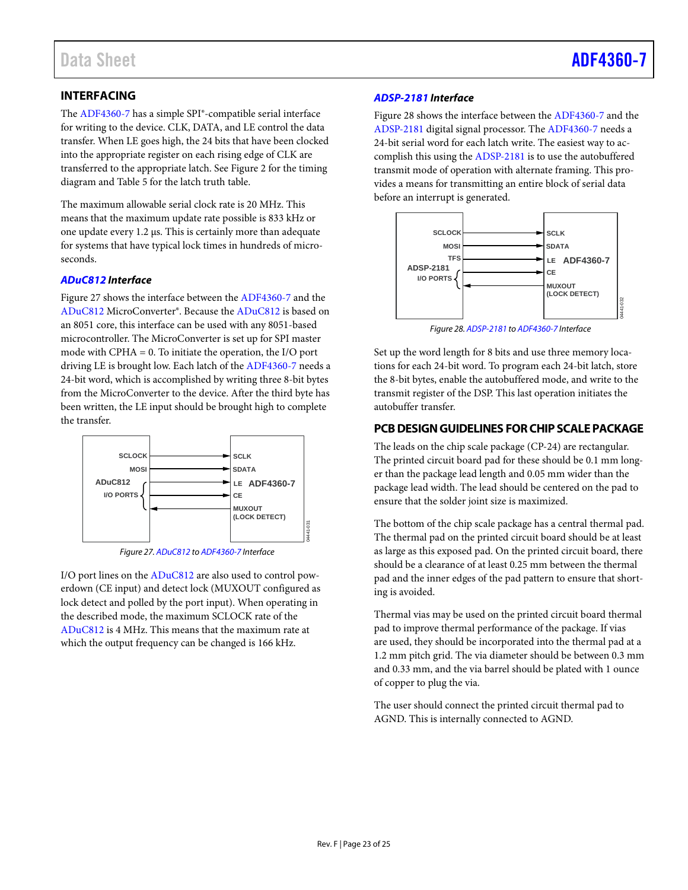## INTERFACING

The ADF4360-7 has a simple SPI®-compatible serial interface for writing to the device. CLK, DATA, and LE control the data transfer. When LE goes high, the 24 bits that have been clocked into the appropriate register on each rising edge of CLK are transferred to the appropriate latch. See Figure 2 for the timing diagram and Table 5 for the latch truth table.

The maximum allowable serial clock rate is 20 MHz. This means that the maximum update rate possible is 833 kHz or one update every 1.2 µs. This is certainly more than adequate for systems that have typical lock times in hundreds of microseconds.

### *ADuC812 Interface*

Figure 27 shows the interface between the ADF4360-7 and the ADuC812 MicroConverter®. Because the ADuC812 is based on an 8051 core, this interface can be used with any 8051-based microcontroller. The MicroConverter is set up for SPI master mode with CPHA = 0. To initiate the operation, the I/O port driving LE is brought low. Each latch of the ADF4360-7 needs a 24-bit word, which is accomplished by writing three 8-bit bytes from the MicroConverter to the device. After the third byte has been written, the LE input should be brought high to complete the transfer.

*Figure 27. ADuC812 to ADF4360-7 Interface*

I/O port lines on the ADuC812 are also used to control powerdown (CE input) and detect lock (MUXOUT configured as lock detect and polled by the port input). When operating in the described mode, the maximum SCLOCK rate of the ADuC812 is 4 MHz. This means that the maximum rate at which the output frequency can be changed is 166 kHz.

### *ADSP-2181 Interface*

Figure 28 shows the interface between the ADF4360-7 and the ADSP-2181 digital signal processor. The ADF4360-7 needs a 24-bit serial word for each latch write. The easiest way to accomplish this using the ADSP-2181 is to use the autobuffered transmit mode of operation with alternate framing. This provides a means for transmitting an entire block of serial data before an interrupt is generated.

*Figure 28. ADSP-2181 to ADF4360-7 Interface*

Set up the word length for 8 bits and use three memory locations for each 24-bit word. To program each 24-bit latch, store the 8-bit bytes, enable the autobuffered mode, and write to the transmit register of the DSP. This last operation initiates the autobuffer transfer.

## PCB DESIGN GUIDELINES FOR CHIP SCALE PACKAGE

The leads on the chip scale package (CP-24) are rectangular. The printed circuit board pad for these should be 0.1 mm longer than the package lead length and 0.05 mm wider than the package lead width. The lead should be centered on the pad to ensure that the solder joint size is maximized.

The bottom of the chip scale package has a central thermal pad. The thermal pad on the printed circuit board should be at least as large as this exposed pad. On the printed circuit board, there should be a clearance of at least 0.25 mm between the thermal pad and the inner edges of the pad pattern to ensure that shorting is avoided.

Thermal vias may be used on the printed circuit board thermal pad to improve thermal performance of the package. If vias are used, they should be incorporated into the thermal pad at a 1.2 mm pitch grid. The via diameter should be between 0.3 mm and 0.33 mm, and the via barrel should be plated with 1 ounce of copper to plug the via.

The user should connect the printed circuit thermal pad to AGND. This is internally connected to AGND.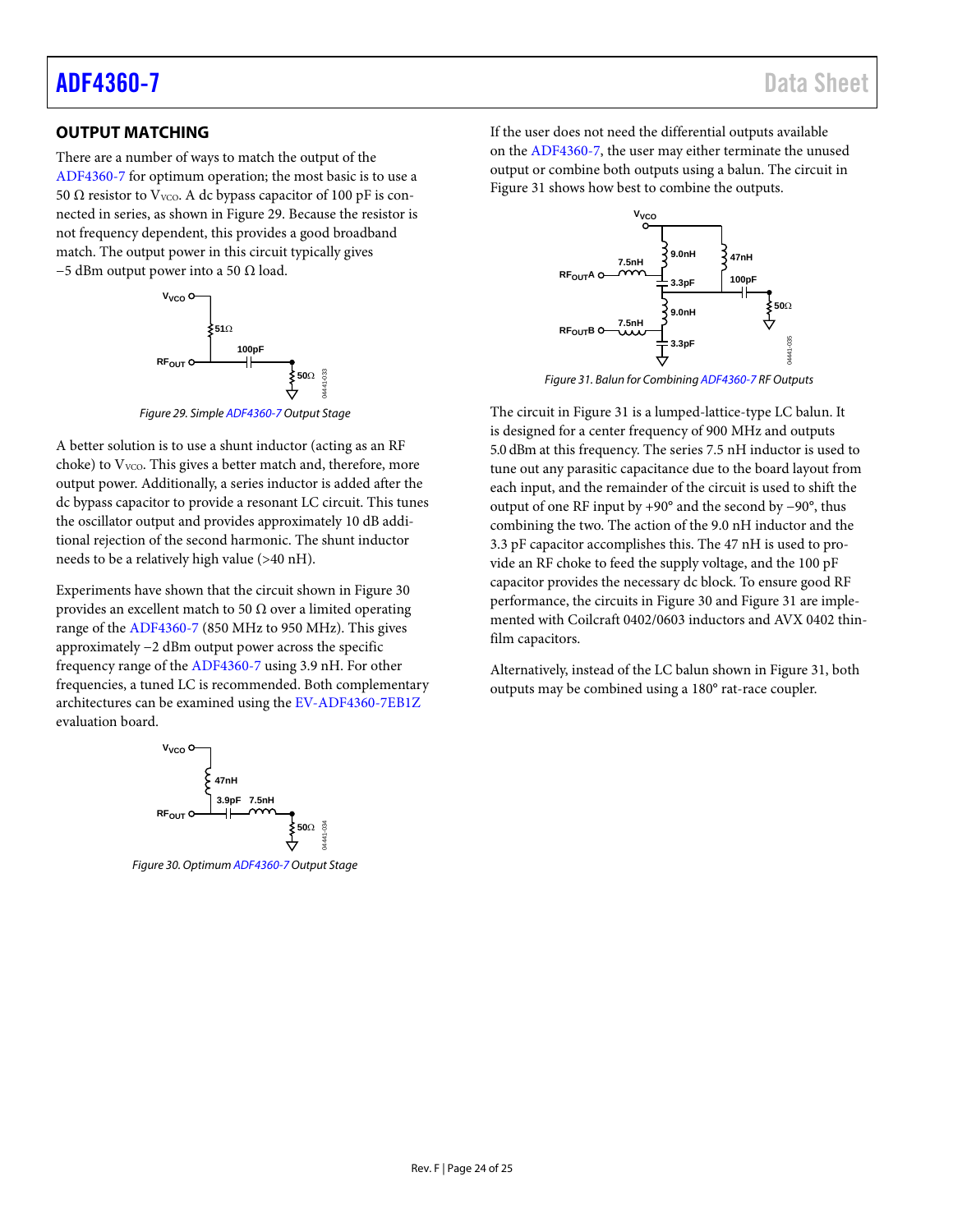## OUTPUT MATCHING

There are a number of ways to match the output of the ADF4360-7 for optimum operation; the most basic is to use a 50 Ω resistor to $V_{VCO}$. A dc bypass capacitor of 100 pF is connected in series, as shown in Figure 29. Because the resistor is not frequency dependent, this provides a good broadband match. The output power in this circuit typically gives −5 dBm output power into a 50 Ω load.

*Figure 29. Simple ADF4360-7 Output Stage*

A better solution is to use a shunt inductor (acting as an RF choke) to $V_{VCO}$. This gives a better match and, therefore, more output power. Additionally, a series inductor is added after the dc bypass capacitor to provide a resonant LC circuit. This tunes the oscillator output and provides approximately 10 dB additional rejection of the second harmonic. The shunt inductor needs to be a relatively high value (>40 nH).

Experiments have shown that the circuit shown in Figure 30 provides an excellent match to 50 Ω over a limited operating range of the ADF4360-7 (850 MHz to 950 MHz). This gives approximately −2 dBm output power across the specific frequency range of the ADF4360-7 using 3.9 nH. For other frequencies, a tuned LC is recommended. Both complementary architectures can be examined using the EV-ADF4360-7EB1Z evaluation board.

*Figure 30. Optimum ADF4360-7 Output Stage*

If the user does not need the differential outputs available on the ADF4360-7, the user may either terminate the unused output or combine both outputs using a balun. The circuit in Figure 31 shows how best to combine the outputs.

*Figure 31. Balun for Combining ADF4360-7 RF Outputs*

The circuit in Figure 31 is a lumped-lattice-type LC balun. It is designed for a center frequency of 900 MHz and outputs 5.0 dBm at this frequency. The series 7.5 nH inductor is used to tune out any parasitic capacitance due to the board layout from each input, and the remainder of the circuit is used to shift the output of one RF input by +90° and the second by −90°, thus combining the two. The action of the 9.0 nH inductor and the 3.3 pF capacitor accomplishes this. The 47 nH is used to provide an RF choke to feed the supply voltage, and the 100 pF capacitor provides the necessary dc block. To ensure good RF performance, the circuits in Figure 30 and Figure 31 are implemented with Coilcraft 0402/0603 inductors and AVX 0402 thin-film capacitors.

Alternatively, instead of the LC balun shown in Figure 31, both outputs may be combined using a 180° rat-race coupler.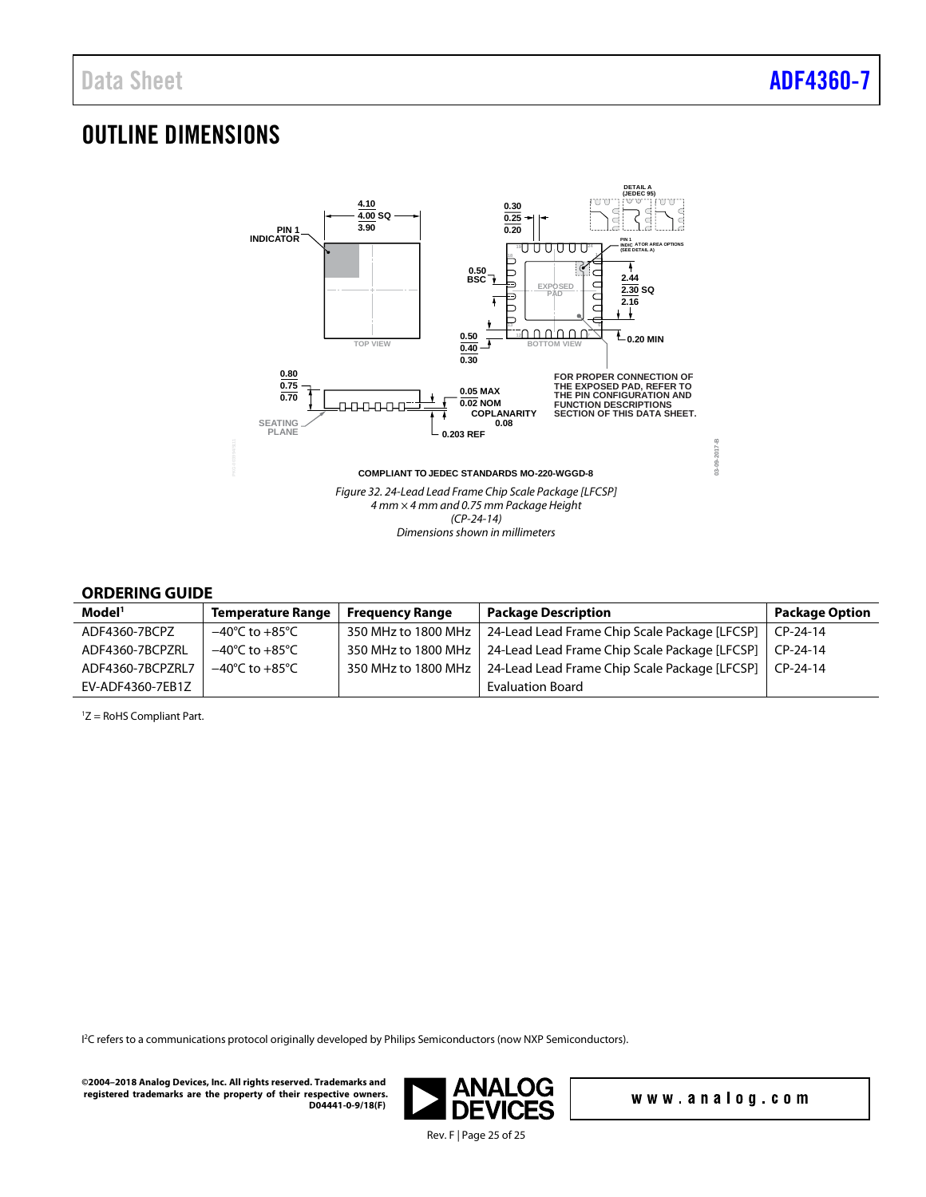# OUTLINE DIMENSIONS

4.10
4.00 SQ
3.90

PIN 1 INDICATOR

TOP VIEW

0.30
0.25
0.20

DETAIL A (JEDEC 95)

PIN 1 INDICATOR AREA OPTIONS (SEE DETAIL A)

0.50 BSC

EXPOSED PAD

2.44
2.30 SQ
2.16

0.50
0.40
0.30

BOTTOM VIEW

0.20 MIN

0.80
0.75
0.70

0.05 MAX
0.02 NOM

COPLANARITY 0.08

SEATING PLANE

0.203 REF

FOR PROPER CONNECTION OF THE EXPOSED PAD, REFER TO THE PIN CONFIGURATION AND FUNCTION DESCRIPTIONS SECTION OF THIS DATA SHEET.

COMPLIANT TO JEDEC STANDARDS MO-220-WGGD-8

03-09-2017-B

*Figure 32. 24-Lead Lead Frame Chip Scale Package [LFCSP]*
*4 mm × 4 mm and 0.75 mm Package Height*
*(CP-24-14)*
*Dimensions shown in millimeters*

## ORDERING GUIDE

| Model[1] | Temperature Range | Frequency Range | Package Description | Package Option |
|---|---|---|---|---|
| ADF4360-7BCPZ | −40°C to +85°C | 350 MHz to 1800 MHz | 24-Lead Lead Frame Chip Scale Package [LFCSP] | CP-24-14 |
| ADF4360-7BCPZRL | −40°C to +85°C | 350 MHz to 1800 MHz | 24-Lead Lead Frame Chip Scale Package [LFCSP] | CP-24-14 |
| ADF4360-7BCPZRL7 | −40°C to +85°C | 350 MHz to 1800 MHz | 24-Lead Lead Frame Chip Scale Package [LFCSP] | CP-24-14 |
| EV-ADF4360-7EB1Z | | | Evaluation Board | |

[1] Z = RoHS Compliant Part.

I²C refers to a communications protocol originally developed by Philips Semiconductors (now NXP Semiconductors).

©2004–2018 Analog Devices, Inc. All rights reserved. Trademarks and registered trademarks are the property of their respective owners.
D04441-0-9/18(F)